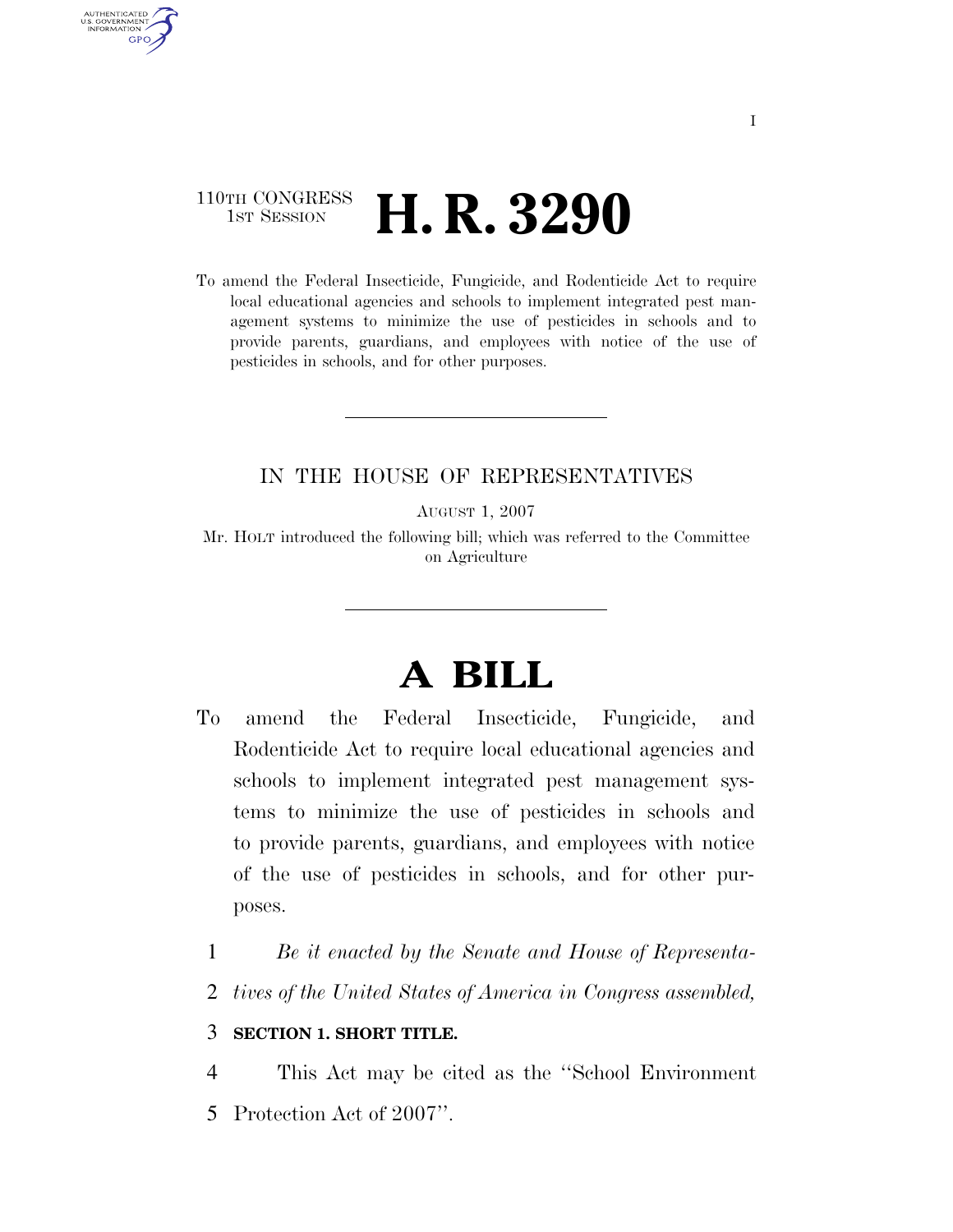110TH CONGRESS
1ST SESSION

# H. R. 3290

To amend the Federal Insecticide, Fungicide, and Rodenticide Act to require local educational agencies and schools to implement integrated pest management systems to minimize the use of pesticides in schools and to provide parents, guardians, and employees with notice of the use of pesticides in schools, and for other purposes.

---

IN THE HOUSE OF REPRESENTATIVES

AUGUST 1, 2007

Mr. HOLT introduced the following bill; which was referred to the Committee on Agriculture

---

# A BILL

To amend the Federal Insecticide, Fungicide, and Rodenticide Act to require local educational agencies and schools to implement integrated pest management systems to minimize the use of pesticides in schools and to provide parents, guardians, and employees with notice of the use of pesticides in schools, and for other purposes.

1 *Be it enacted by the Senate and House of Representa-*
2 *tives of the United States of America in Congress assembled,*

3 **SECTION 1. SHORT TITLE.**

4 This Act may be cited as the ''School Environment
5 Protection Act of 2007''.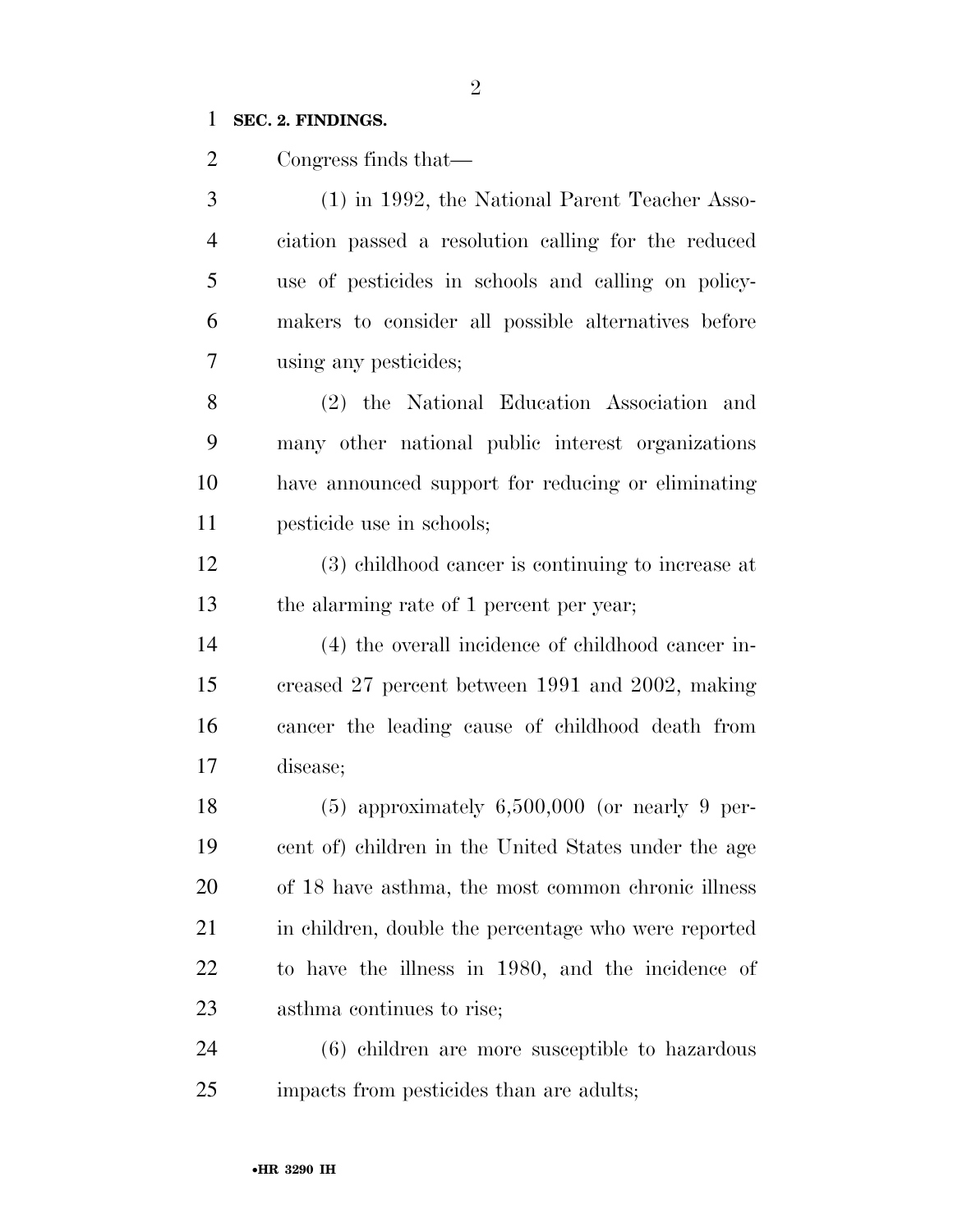**SEC. 2. FINDINGS.**

Congress finds that—

(1) in 1992, the National Parent Teacher Association passed a resolution calling for the reduced use of pesticides in schools and calling on policymakers to consider all possible alternatives before using any pesticides;

(2) the National Education Association and many other national public interest organizations have announced support for reducing or eliminating pesticide use in schools;

(3) childhood cancer is continuing to increase at the alarming rate of 1 percent per year;

(4) the overall incidence of childhood cancer increased 27 percent between 1991 and 2002, making cancer the leading cause of childhood death from disease;

(5) approximately 6,500,000 (or nearly 9 percent of) children in the United States under the age of 18 have asthma, the most common chronic illness in children, double the percentage who were reported to have the illness in 1980, and the incidence of asthma continues to rise;

(6) children are more susceptible to hazardous impacts from pesticides than are adults;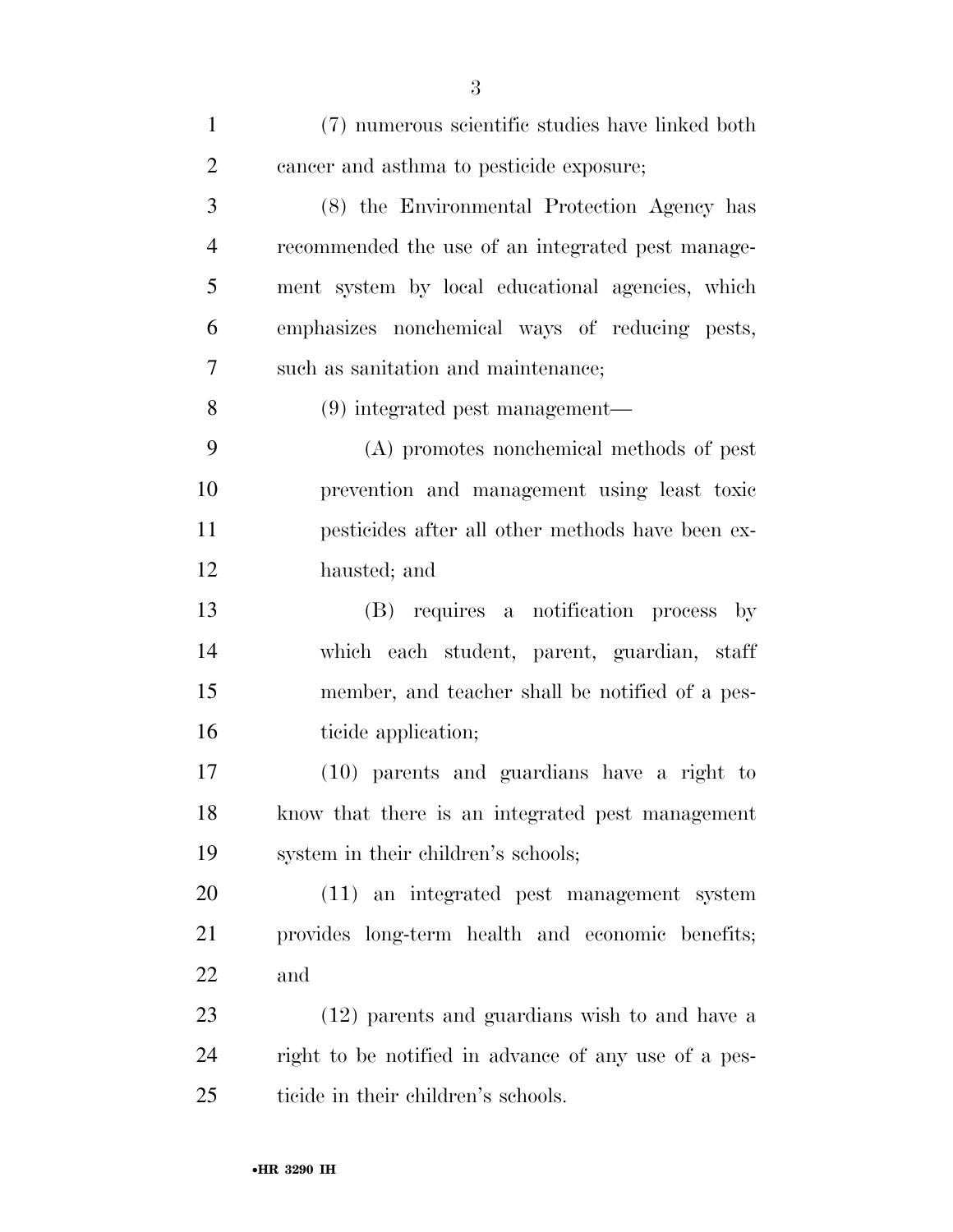(7) numerous scientific studies have linked both cancer and asthma to pesticide exposure;

(8) the Environmental Protection Agency has recommended the use of an integrated pest management system by local educational agencies, which emphasizes nonchemical ways of reducing pests, such as sanitation and maintenance;

(9) integrated pest management—

(A) promotes nonchemical methods of pest prevention and management using least toxic pesticides after all other methods have been exhausted; and

(B) requires a notification process by which each student, parent, guardian, staff member, and teacher shall be notified of a pesticide application;

(10) parents and guardians have a right to know that there is an integrated pest management system in their children's schools;

(11) an integrated pest management system provides long-term health and economic benefits; and

(12) parents and guardians wish to and have a right to be notified in advance of any use of a pesticide in their children's schools.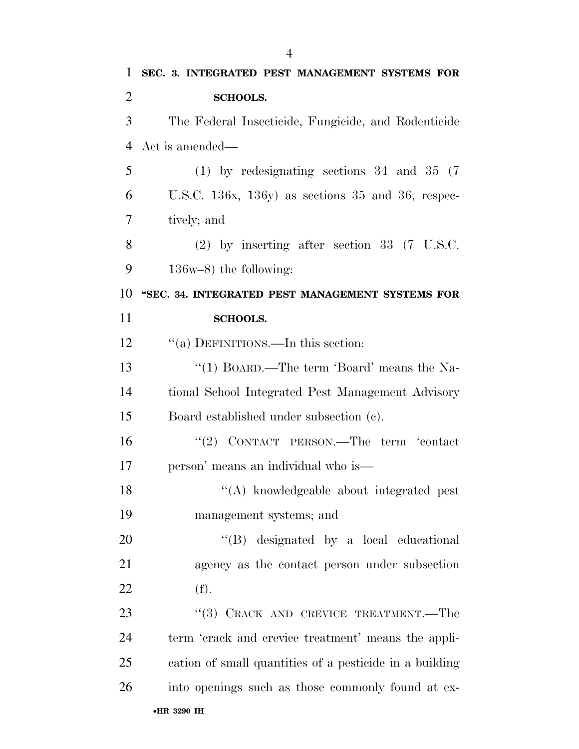**SEC. 3. INTEGRATED PEST MANAGEMENT SYSTEMS FOR SCHOOLS.**

The Federal Insecticide, Fungicide, and Rodenticide Act is amended—

(1) by redesignating sections 34 and 35 (7 U.S.C. 136x, 136y) as sections 35 and 36, respectively; and

(2) by inserting after section 33 (7 U.S.C. 136w–8) the following:

**"SEC. 34. INTEGRATED PEST MANAGEMENT SYSTEMS FOR SCHOOLS.**

"(a) DEFINITIONS.—In this section:

"(1) BOARD.—The term 'Board' means the National School Integrated Pest Management Advisory Board established under subsection (c).

"(2) CONTACT PERSON.—The term 'contact person' means an individual who is—

"(A) knowledgeable about integrated pest management systems; and

"(B) designated by a local educational agency as the contact person under subsection (f).

"(3) CRACK AND CREVICE TREATMENT.—The term 'crack and crevice treatment' means the application of small quantities of a pesticide in a building into openings such as those commonly found at ex-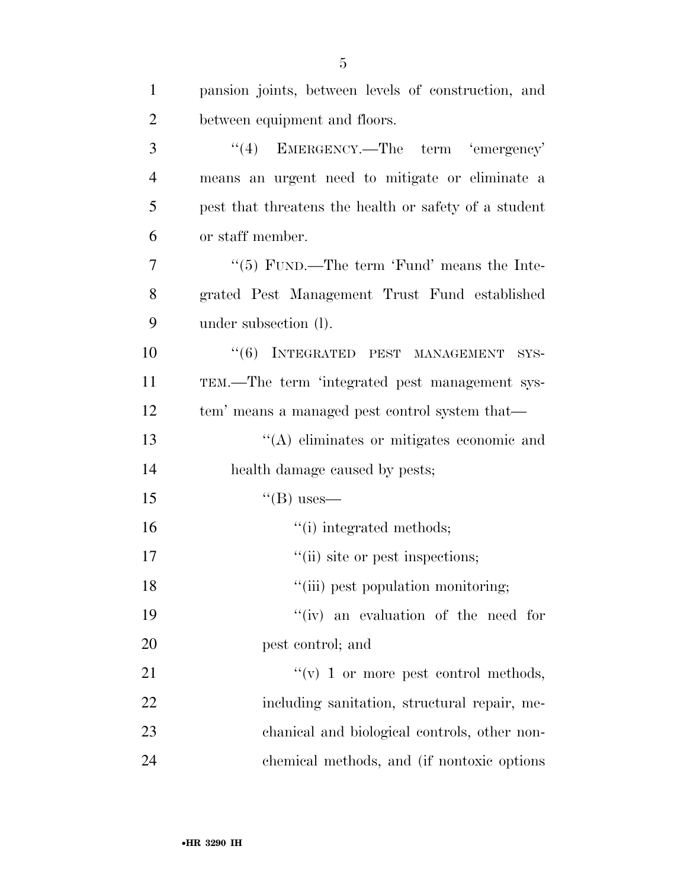pansion joints, between levels of construction, and between equipment and floors.

''(4) EMERGENCY.—The term 'emergency' means an urgent need to mitigate or eliminate a pest that threatens the health or safety of a student or staff member.

''(5) FUND.—The term 'Fund' means the Integrated Pest Management Trust Fund established under subsection (l).

''(6) INTEGRATED PEST MANAGEMENT SYSTEM.—The term 'integrated pest management system' means a managed pest control system that—

''(A) eliminates or mitigates economic and health damage caused by pests;

''(B) uses—

''(i) integrated methods;

''(ii) site or pest inspections;

''(iii) pest population monitoring;

''(iv) an evaluation of the need for pest control; and

''(v) 1 or more pest control methods, including sanitation, structural repair, mechanical and biological controls, other nonchemical methods, and (if nontoxic options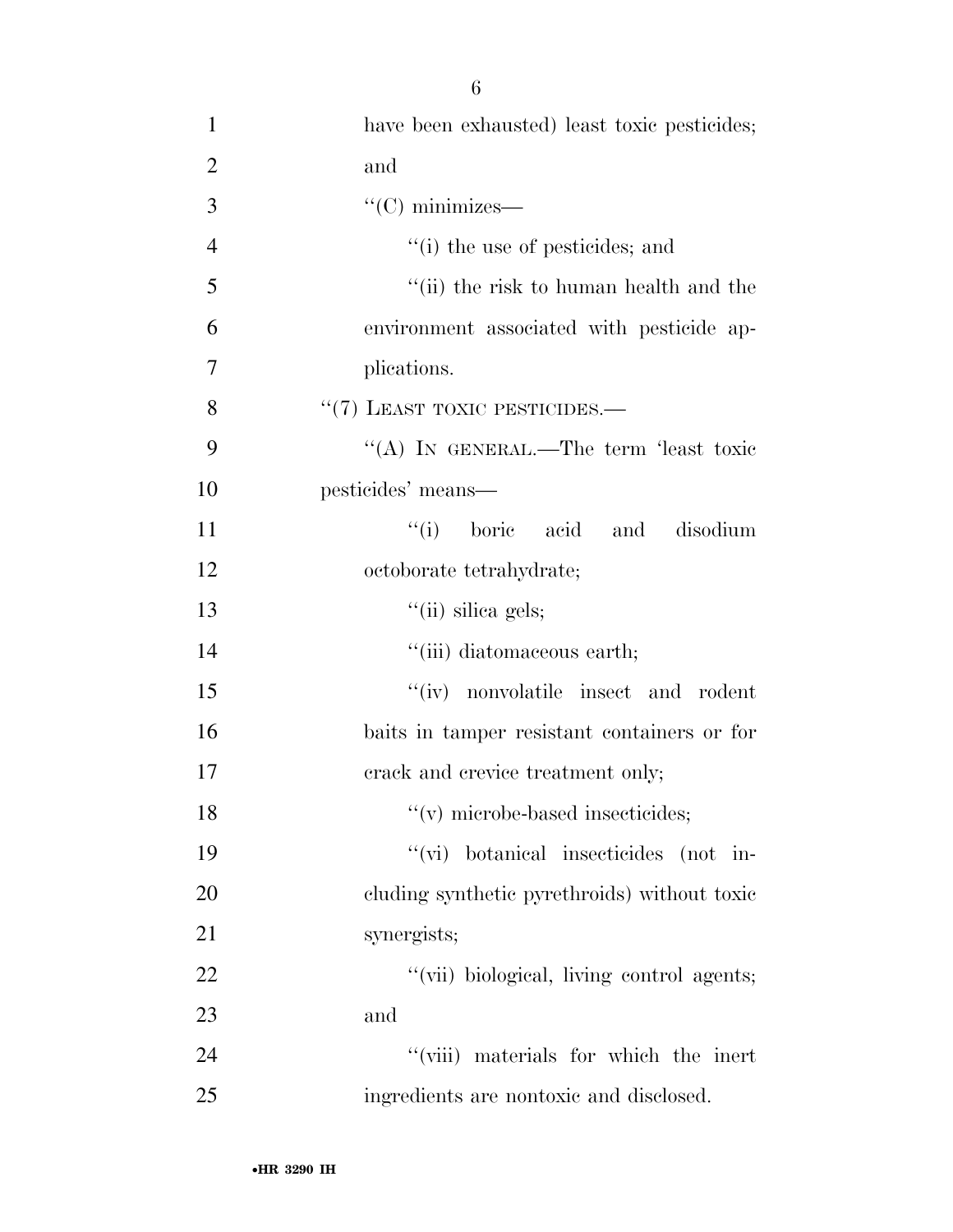have been exhausted) least toxic pesticides; and

"(C) minimizes—

"(i) the use of pesticides; and

"(ii) the risk to human health and the environment associated with pesticide applications.

"(7) LEAST TOXIC PESTICIDES.—

"(A) IN GENERAL.—The term 'least toxic pesticides' means—

"(i) boric acid and disodium octoborate tetrahydrate;

"(ii) silica gels;

"(iii) diatomaceous earth;

"(iv) nonvolatile insect and rodent baits in tamper resistant containers or for crack and crevice treatment only;

"(v) microbe-based insecticides;

"(vi) botanical insecticides (not including synthetic pyrethroids) without toxic synergists;

"(vii) biological, living control agents; and

"(viii) materials for which the inert ingredients are nontoxic and disclosed.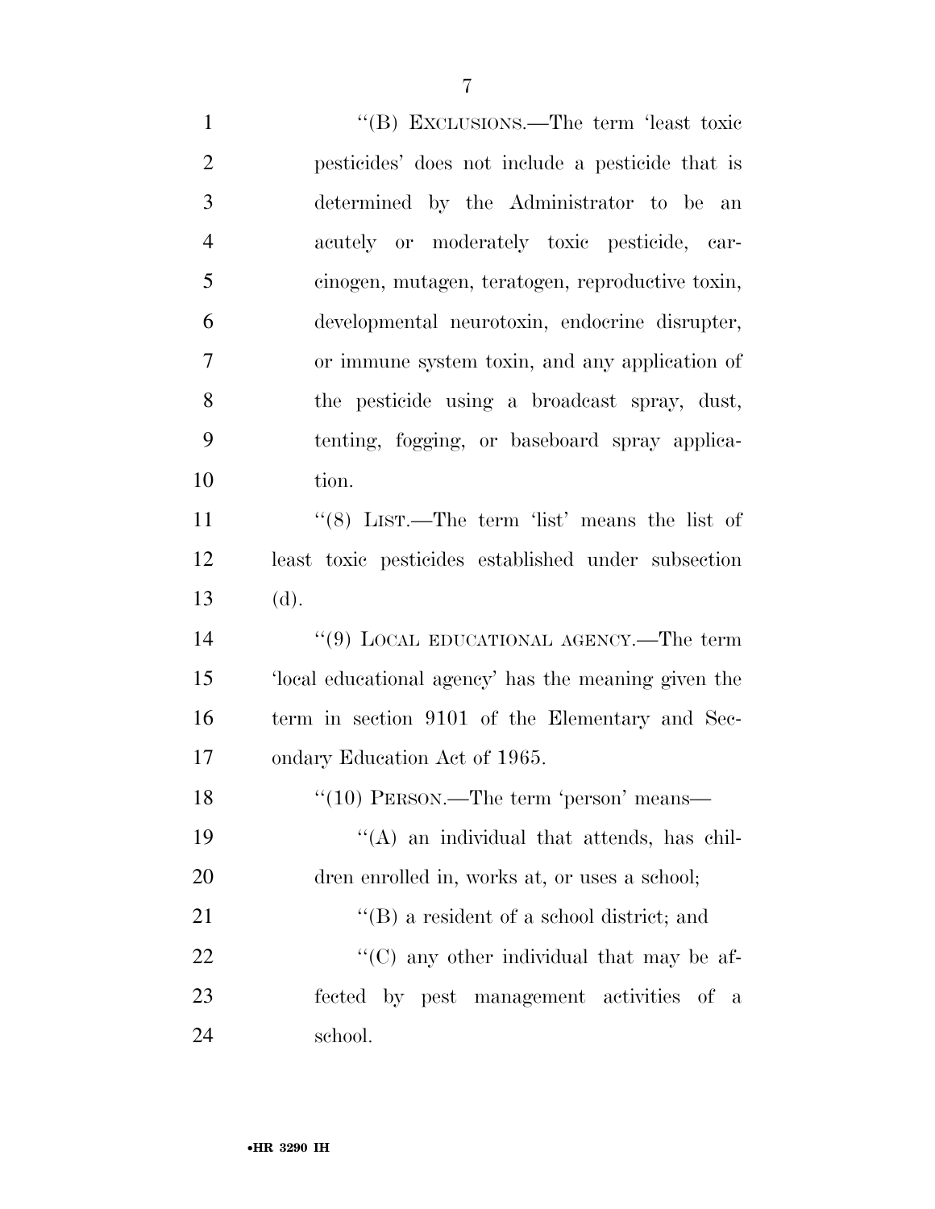"(B) EXCLUSIONS.—The term 'least toxic pesticides' does not include a pesticide that is determined by the Administrator to be an acutely or moderately toxic pesticide, carcinogen, mutagen, teratogen, reproductive toxin, developmental neurotoxin, endocrine disrupter, or immune system toxin, and any application of the pesticide using a broadcast spray, dust, tenting, fogging, or baseboard spray application.

"(8) LIST.—The term 'list' means the list of least toxic pesticides established under subsection (d).

"(9) LOCAL EDUCATIONAL AGENCY.—The term 'local educational agency' has the meaning given the term in section 9101 of the Elementary and Secondary Education Act of 1965.

"(10) PERSON.—The term 'person' means—

"(A) an individual that attends, has children enrolled in, works at, or uses a school;

"(B) a resident of a school district; and

"(C) any other individual that may be affected by pest management activities of a school.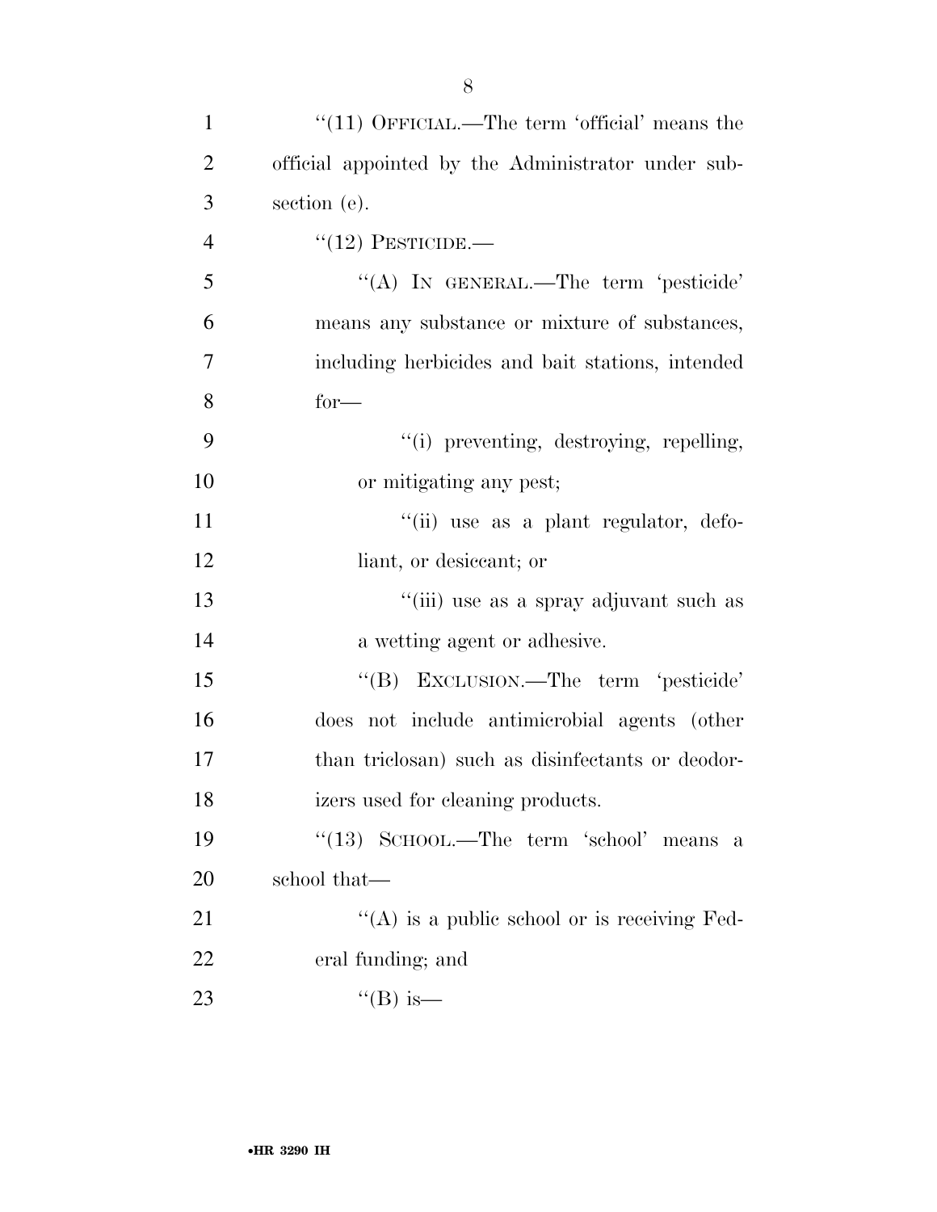"(11) OFFICIAL.—The term 'official' means the official appointed by the Administrator under subsection (e).

"(12) PESTICIDE.—

"(A) IN GENERAL.—The term 'pesticide' means any substance or mixture of substances, including herbicides and bait stations, intended for—

"(i) preventing, destroying, repelling, or mitigating any pest;

"(ii) use as a plant regulator, defoliant, or desiccant; or

"(iii) use as a spray adjuvant such as a wetting agent or adhesive.

"(B) EXCLUSION.—The term 'pesticide' does not include antimicrobial agents (other than triclosan) such as disinfectants or deodorizers used for cleaning products.

"(13) SCHOOL.—The term 'school' means a school that—

"(A) is a public school or is receiving Federal funding; and

"(B) is—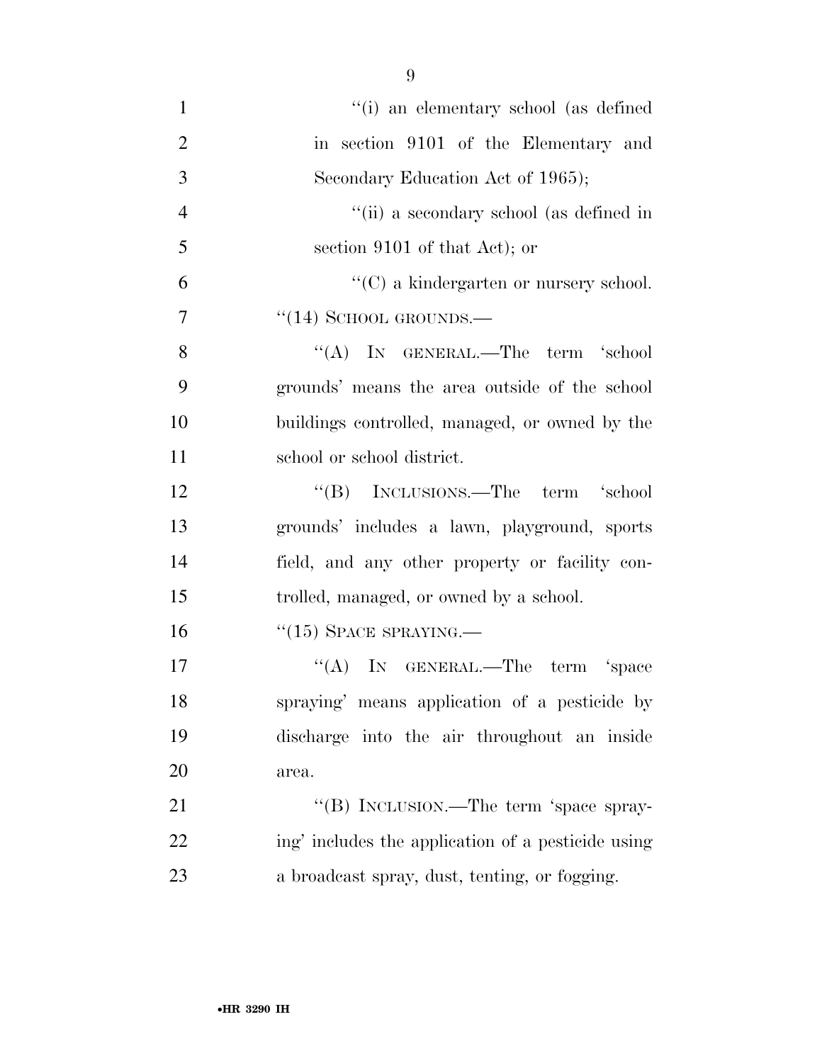''(i) an elementary school (as defined in section 9101 of the Elementary and Secondary Education Act of 1965);

''(ii) a secondary school (as defined in section 9101 of that Act); or

''(C) a kindergarten or nursery school.

''(14) SCHOOL GROUNDS.—

''(A) IN GENERAL.—The term 'school grounds' means the area outside of the school buildings controlled, managed, or owned by the school or school district.

''(B) INCLUSIONS.—The term 'school grounds' includes a lawn, playground, sports field, and any other property or facility controlled, managed, or owned by a school.

''(15) SPACE SPRAYING.—

''(A) IN GENERAL.—The term 'space spraying' means application of a pesticide by discharge into the air throughout an inside area.

''(B) INCLUSION.—The term 'space spraying' includes the application of a pesticide using a broadcast spray, dust, tenting, or fogging.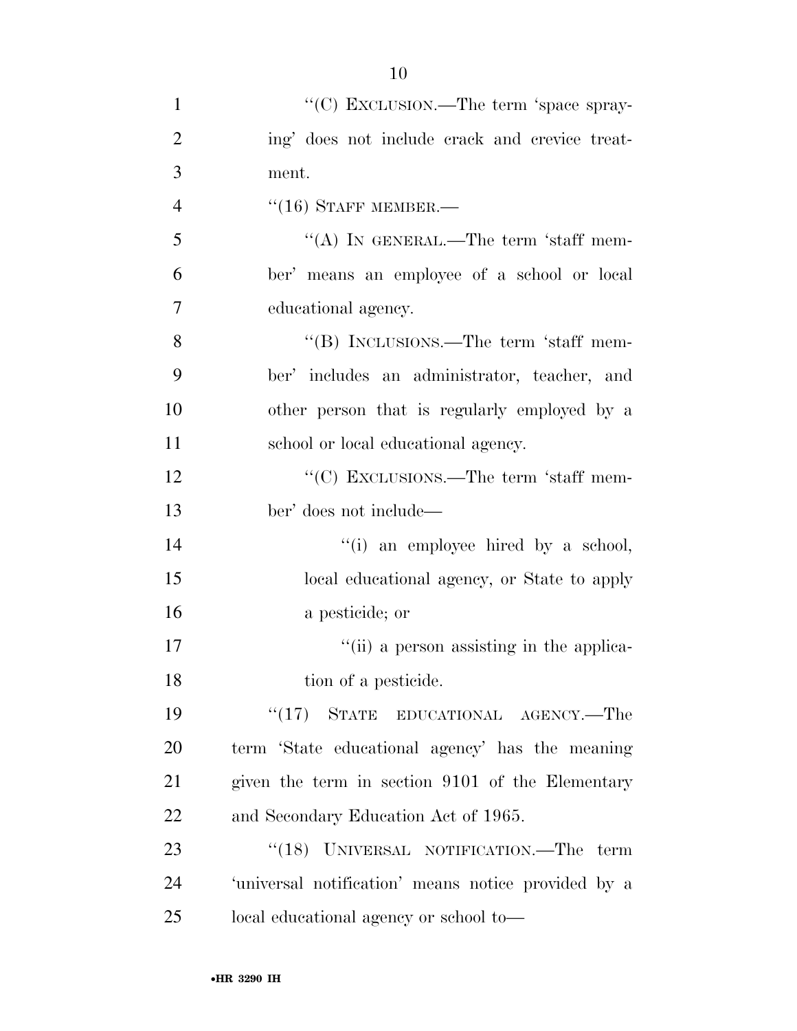"(C) EXCLUSION.—The term 'space spraying' does not include crack and crevice treatment.

"(16) STAFF MEMBER.—

"(A) IN GENERAL.—The term 'staff member' means an employee of a school or local educational agency.

"(B) INCLUSIONS.—The term 'staff member' includes an administrator, teacher, and other person that is regularly employed by a school or local educational agency.

"(C) EXCLUSIONS.—The term 'staff member' does not include—

"(i) an employee hired by a school, local educational agency, or State to apply a pesticide; or

"(ii) a person assisting in the application of a pesticide.

"(17) STATE EDUCATIONAL AGENCY.—The term 'State educational agency' has the meaning given the term in section 9101 of the Elementary and Secondary Education Act of 1965.

"(18) UNIVERSAL NOTIFICATION.—The term 'universal notification' means notice provided by a local educational agency or school to—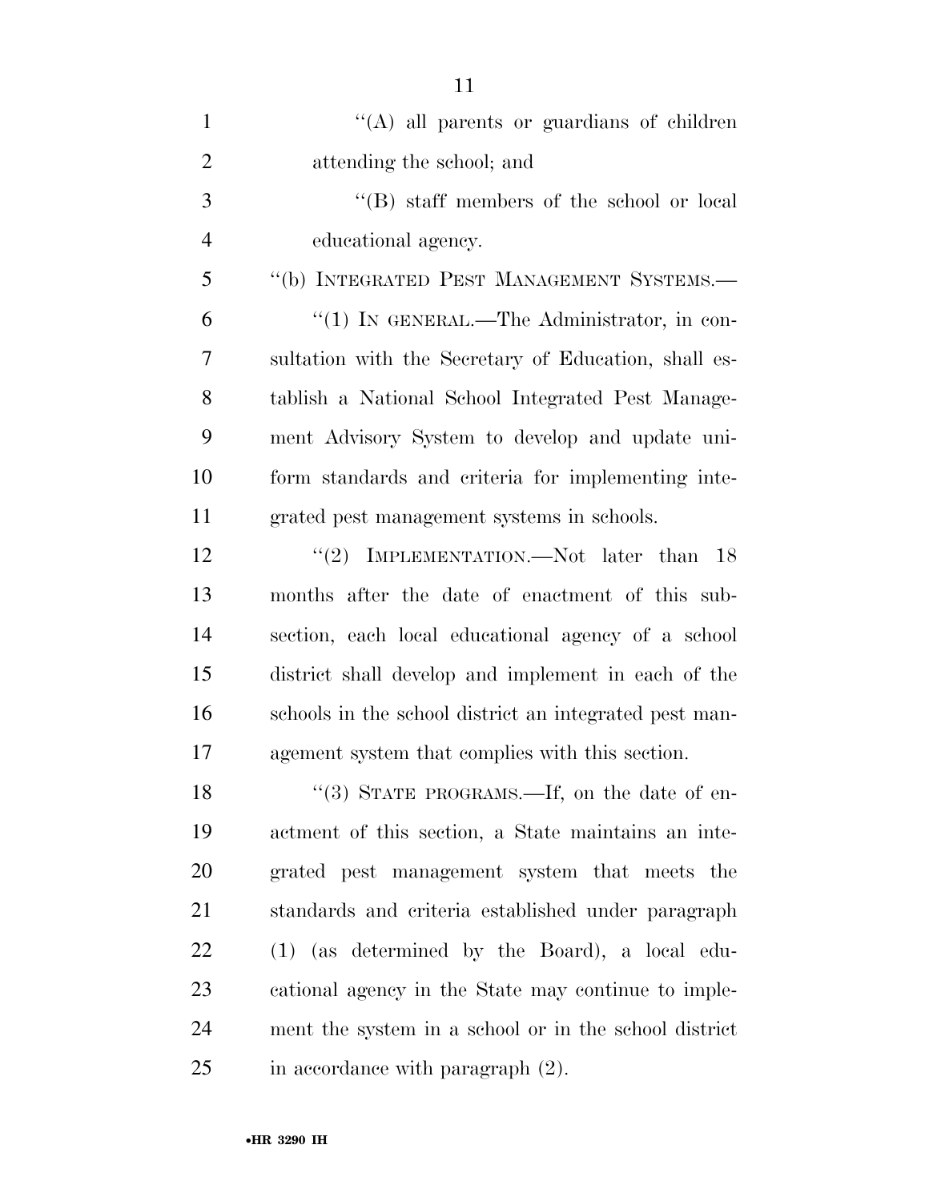"(A) all parents or guardians of children attending the school; and

"(B) staff members of the school or local educational agency.

"(b) INTEGRATED PEST MANAGEMENT SYSTEMS.—

"(1) IN GENERAL.—The Administrator, in consultation with the Secretary of Education, shall establish a National School Integrated Pest Management Advisory System to develop and update uniform standards and criteria for implementing integrated pest management systems in schools.

"(2) IMPLEMENTATION.—Not later than 18 months after the date of enactment of this subsection, each local educational agency of a school district shall develop and implement in each of the schools in the school district an integrated pest management system that complies with this section.

"(3) STATE PROGRAMS.—If, on the date of enactment of this section, a State maintains an integrated pest management system that meets the standards and criteria established under paragraph (1) (as determined by the Board), a local educational agency in the State may continue to implement the system in a school or in the school district in accordance with paragraph (2).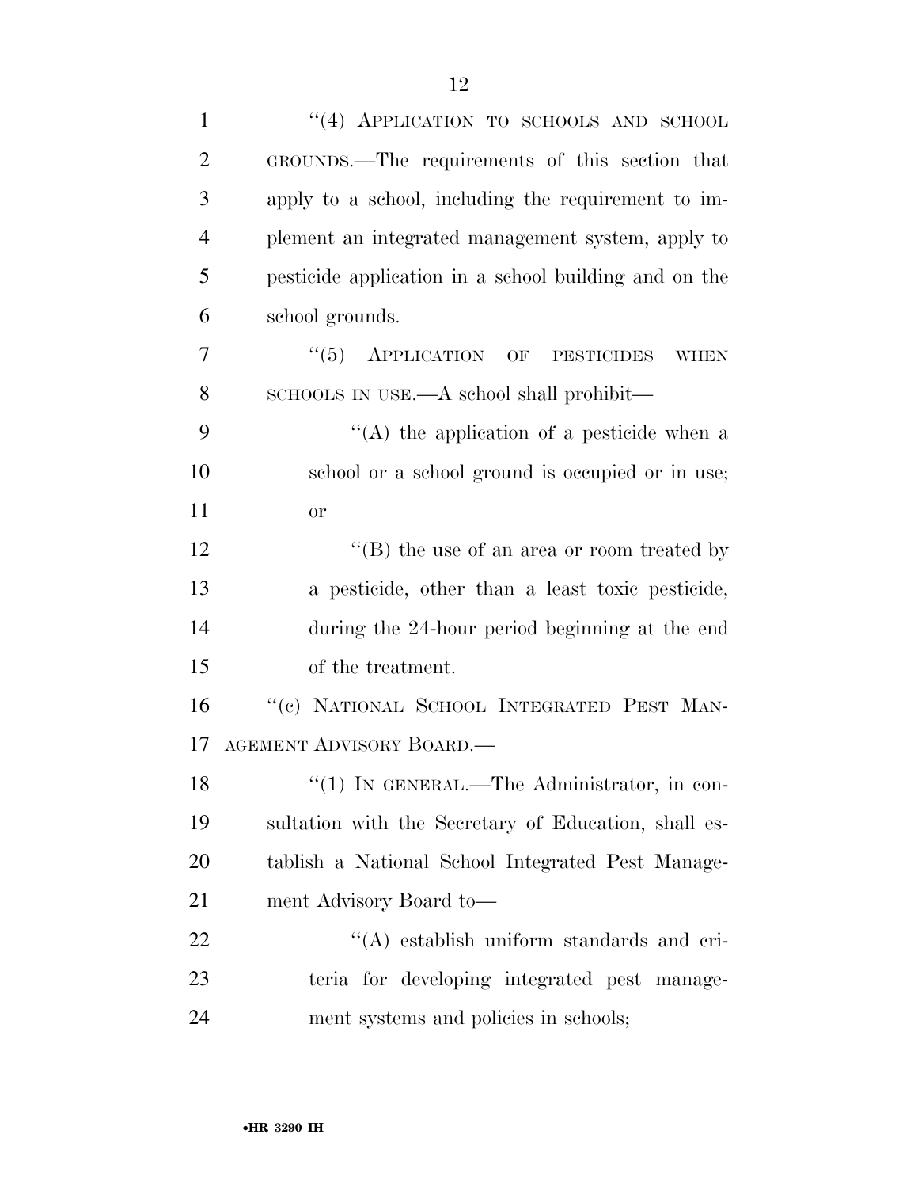"(4) APPLICATION TO SCHOOLS AND SCHOOL GROUNDS.—The requirements of this section that apply to a school, including the requirement to implement an integrated management system, apply to pesticide application in a school building and on the school grounds.

"(5) APPLICATION OF PESTICIDES WHEN SCHOOLS IN USE.—A school shall prohibit—

"(A) the application of a pesticide when a school or a school ground is occupied or in use; or

"(B) the use of an area or room treated by a pesticide, other than a least toxic pesticide, during the 24-hour period beginning at the end of the treatment.

"(c) NATIONAL SCHOOL INTEGRATED PEST MANAGEMENT ADVISORY BOARD.—

"(1) IN GENERAL.—The Administrator, in consultation with the Secretary of Education, shall establish a National School Integrated Pest Management Advisory Board to—

"(A) establish uniform standards and criteria for developing integrated pest management systems and policies in schools;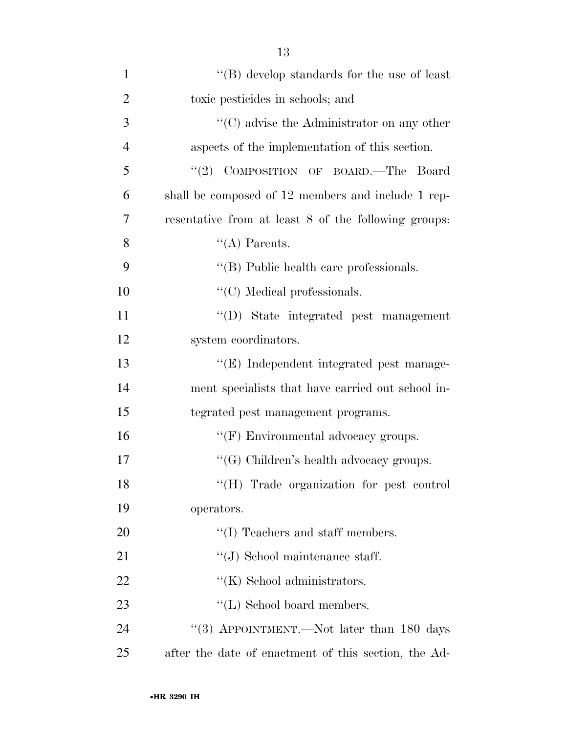''(B) develop standards for the use of least toxic pesticides in schools; and

''(C) advise the Administrator on any other aspects of the implementation of this section.

''(2) COMPOSITION OF BOARD.—The Board shall be composed of 12 members and include 1 representative from at least 8 of the following groups:

''(A) Parents.

''(B) Public health care professionals.

''(C) Medical professionals.

''(D) State integrated pest management system coordinators.

''(E) Independent integrated pest management specialists that have carried out school integrated pest management programs.

''(F) Environmental advocacy groups.

''(G) Children's health advocacy groups.

''(H) Trade organization for pest control operators.

''(I) Teachers and staff members.

''(J) School maintenance staff.

''(K) School administrators.

''(L) School board members.

''(3) APPOINTMENT.—Not later than 180 days after the date of enactment of this section, the Ad-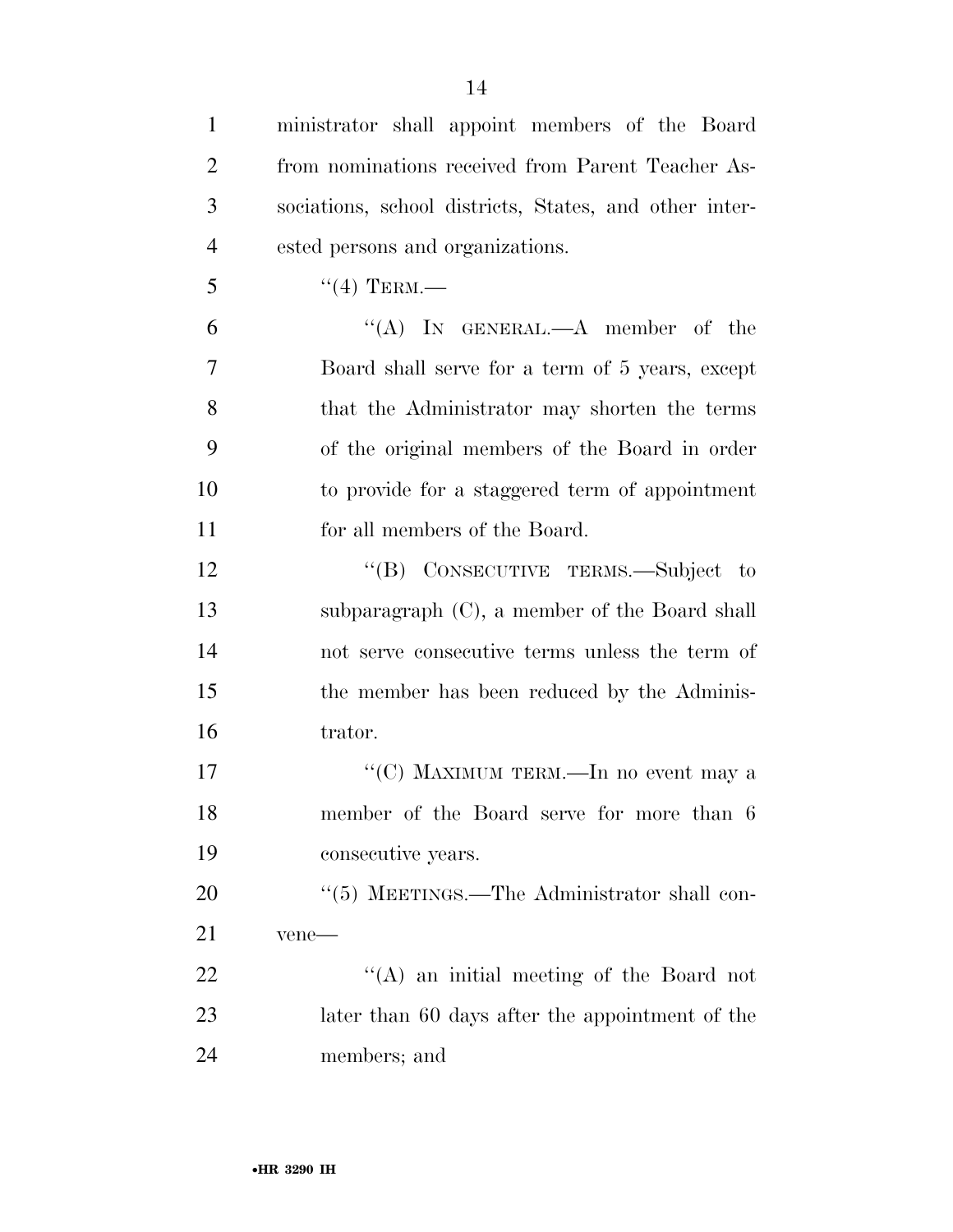ministrator shall appoint members of the Board from nominations received from Parent Teacher Associations, school districts, States, and other interested persons and organizations.

"(4) TERM.—

"(A) IN GENERAL.—A member of the Board shall serve for a term of 5 years, except that the Administrator may shorten the terms of the original members of the Board in order to provide for a staggered term of appointment for all members of the Board.

"(B) CONSECUTIVE TERMS.—Subject to subparagraph (C), a member of the Board shall not serve consecutive terms unless the term of the member has been reduced by the Administrator.

"(C) MAXIMUM TERM.—In no event may a member of the Board serve for more than 6 consecutive years.

"(5) MEETINGS.—The Administrator shall convene—

"(A) an initial meeting of the Board not later than 60 days after the appointment of the members; and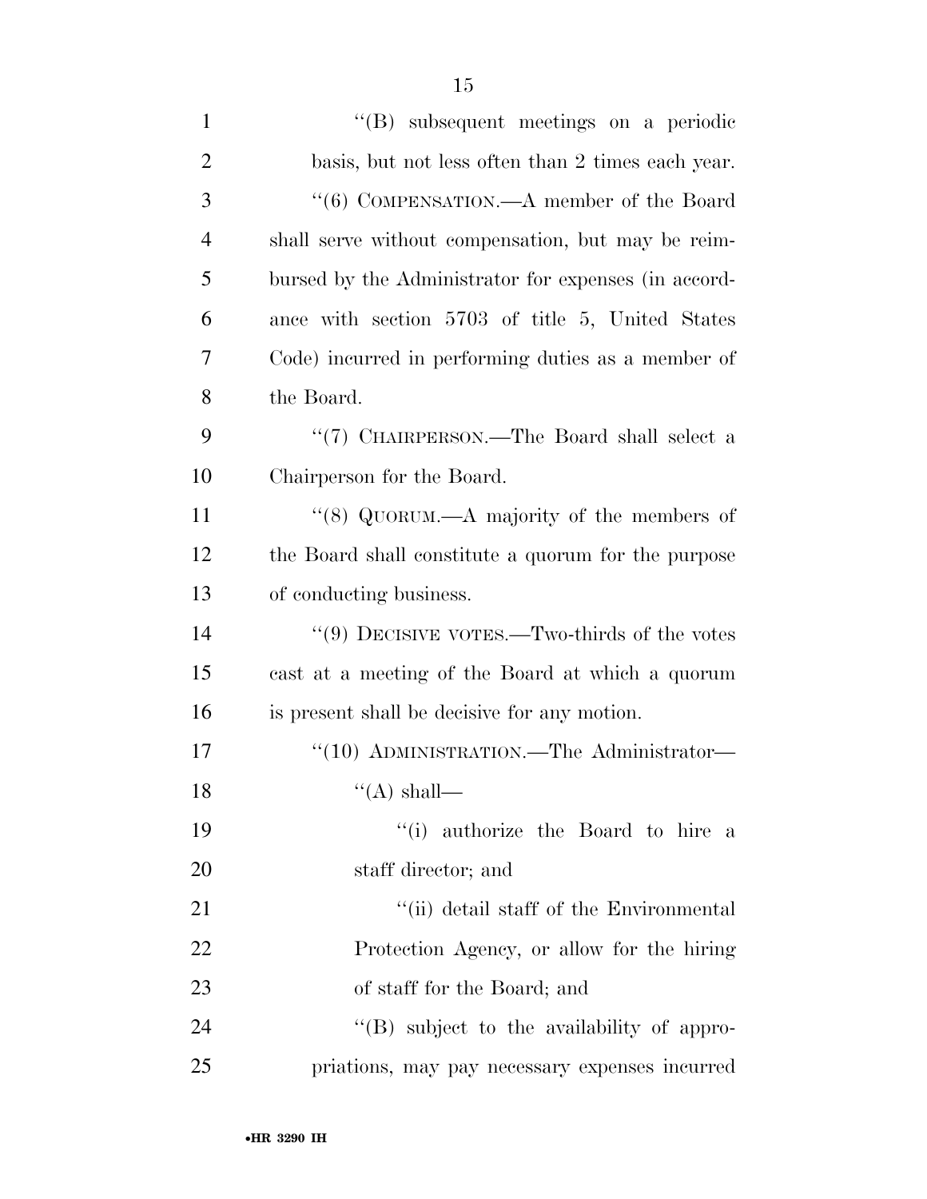"(B) subsequent meetings on a periodic basis, but not less often than 2 times each year.

"(6) COMPENSATION.—A member of the Board shall serve without compensation, but may be reimbursed by the Administrator for expenses (in accordance with section 5703 of title 5, United States Code) incurred in performing duties as a member of the Board.

"(7) CHAIRPERSON.—The Board shall select a Chairperson for the Board.

"(8) QUORUM.—A majority of the members of the Board shall constitute a quorum for the purpose of conducting business.

"(9) DECISIVE VOTES.—Two-thirds of the votes cast at a meeting of the Board at which a quorum is present shall be decisive for any motion.

"(10) ADMINISTRATION.—The Administrator—

"(A) shall—

"(i) authorize the Board to hire a staff director; and

"(ii) detail staff of the Environmental Protection Agency, or allow for the hiring of staff for the Board; and

"(B) subject to the availability of appropriations, may pay necessary expenses incurred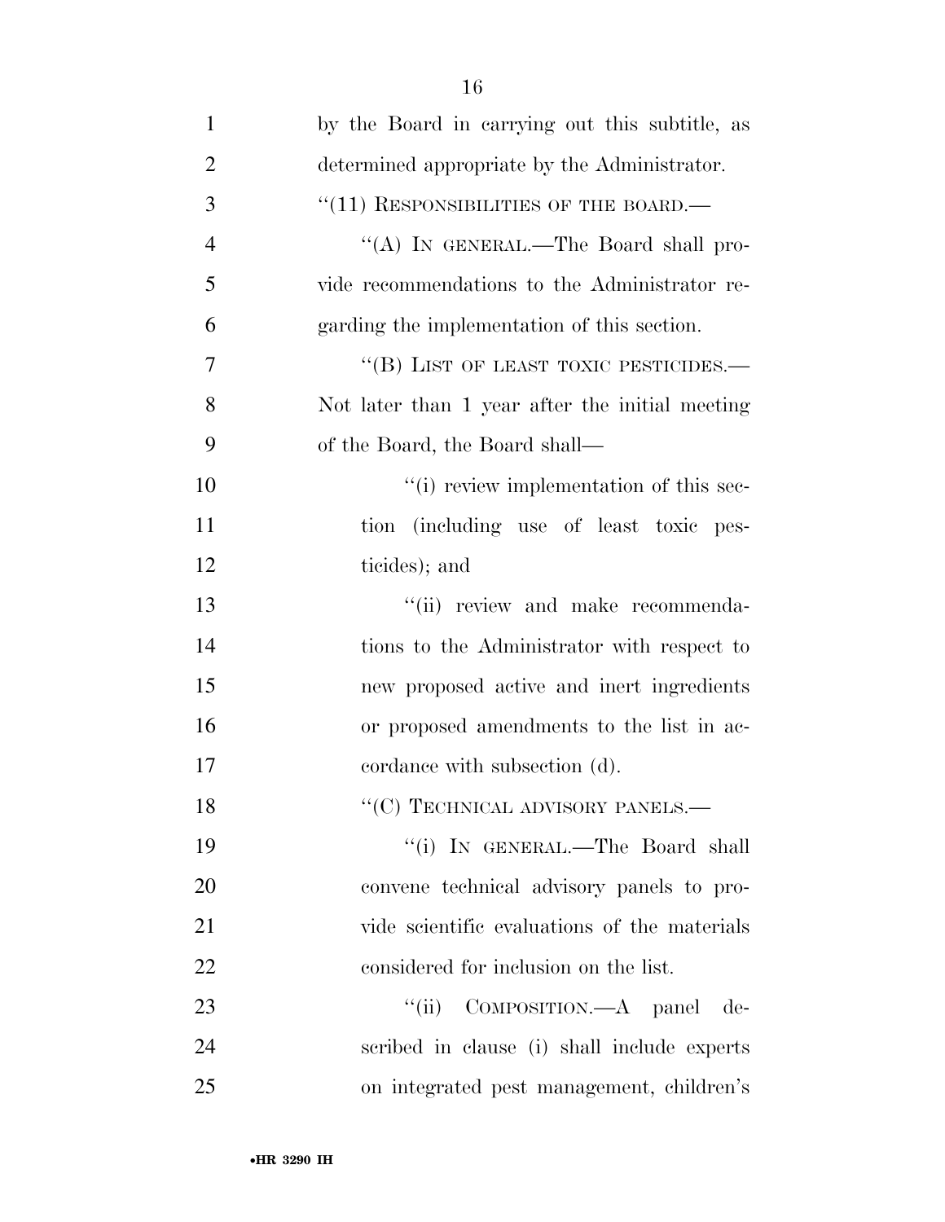by the Board in carrying out this subtitle, as determined appropriate by the Administrator.

"(11) RESPONSIBILITIES OF THE BOARD.—

"(A) IN GENERAL.—The Board shall provide recommendations to the Administrator regarding the implementation of this section.

"(B) LIST OF LEAST TOXIC PESTICIDES.— Not later than 1 year after the initial meeting of the Board, the Board shall—

"(i) review implementation of this section (including use of least toxic pesticides); and

"(ii) review and make recommendations to the Administrator with respect to new proposed active and inert ingredients or proposed amendments to the list in accordance with subsection (d).

"(C) TECHNICAL ADVISORY PANELS.—

"(i) IN GENERAL.—The Board shall convene technical advisory panels to provide scientific evaluations of the materials considered for inclusion on the list.

"(ii) COMPOSITION.—A panel described in clause (i) shall include experts on integrated pest management, children's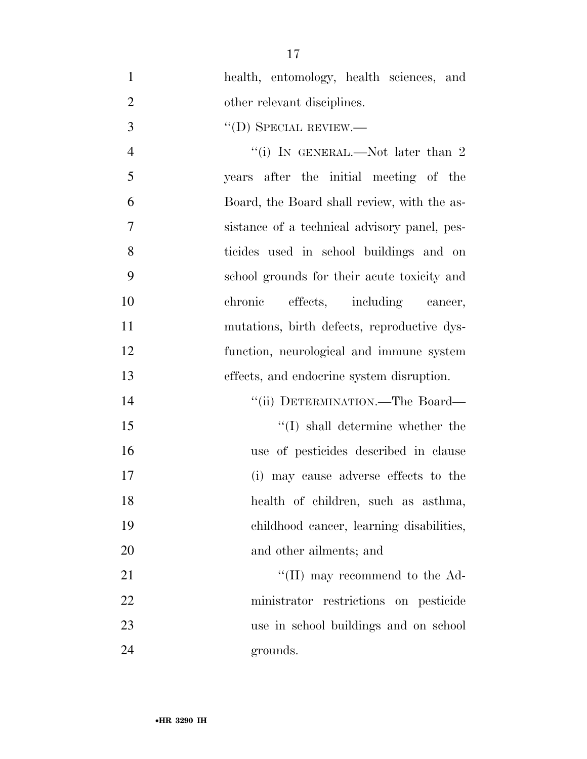health, entomology, health sciences, and other relevant disciplines.

''(D) SPECIAL REVIEW.—

''(i) IN GENERAL.—Not later than 2 years after the initial meeting of the Board, the Board shall review, with the assistance of a technical advisory panel, pesticides used in school buildings and on school grounds for their acute toxicity and chronic effects, including cancer, mutations, birth defects, reproductive dysfunction, neurological and immune system effects, and endocrine system disruption.

''(ii) DETERMINATION.—The Board—

''(I) shall determine whether the use of pesticides described in clause (i) may cause adverse effects to the health of children, such as asthma, childhood cancer, learning disabilities, and other ailments; and

''(II) may recommend to the Administrator restrictions on pesticide use in school buildings and on school grounds.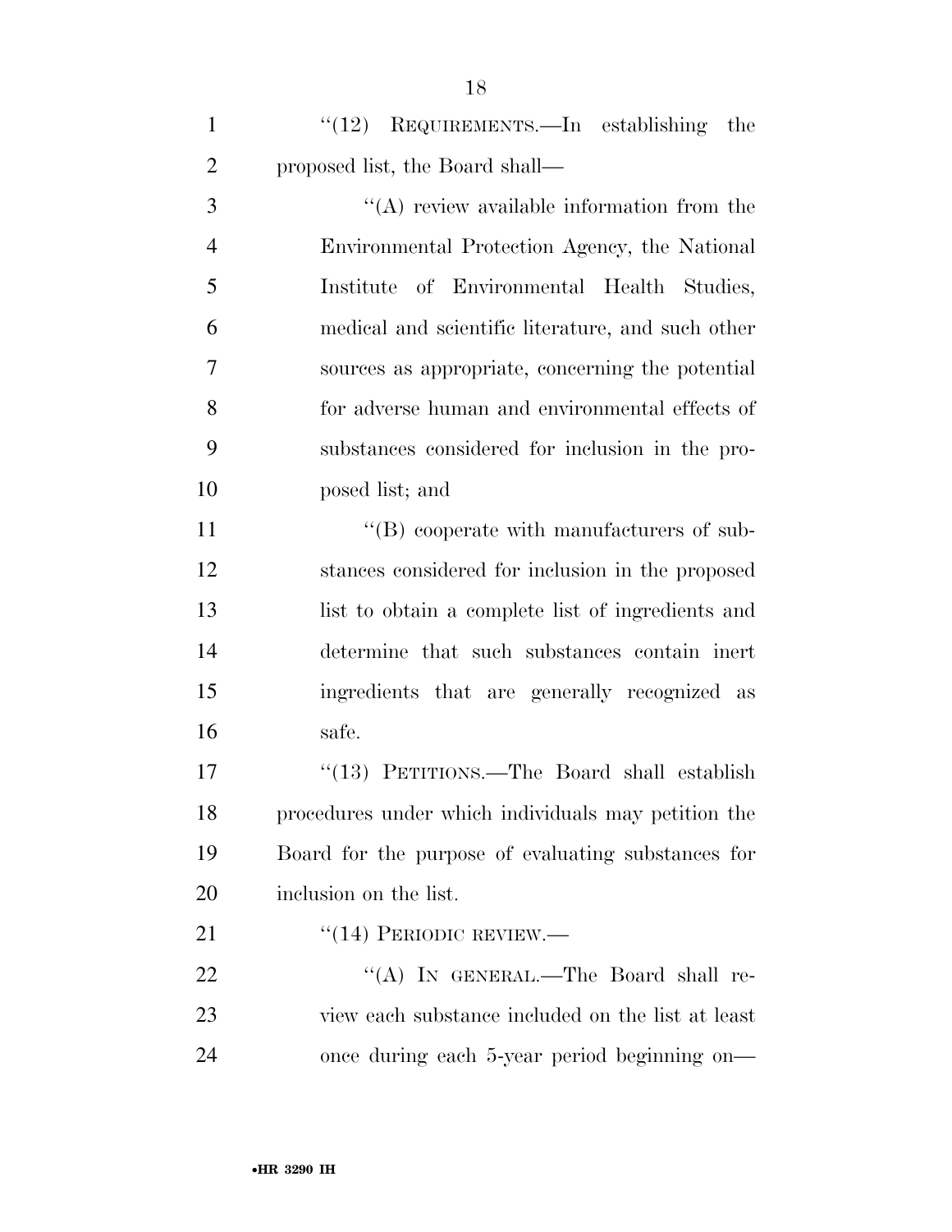"(12) REQUIREMENTS.—In establishing the proposed list, the Board shall—

"(A) review available information from the Environmental Protection Agency, the National Institute of Environmental Health Studies, medical and scientific literature, and such other sources as appropriate, concerning the potential for adverse human and environmental effects of substances considered for inclusion in the proposed list; and

"(B) cooperate with manufacturers of substances considered for inclusion in the proposed list to obtain a complete list of ingredients and determine that such substances contain inert ingredients that are generally recognized as safe.

"(13) PETITIONS.—The Board shall establish procedures under which individuals may petition the Board for the purpose of evaluating substances for inclusion on the list.

"(14) PERIODIC REVIEW.—

"(A) IN GENERAL.—The Board shall review each substance included on the list at least once during each 5-year period beginning on—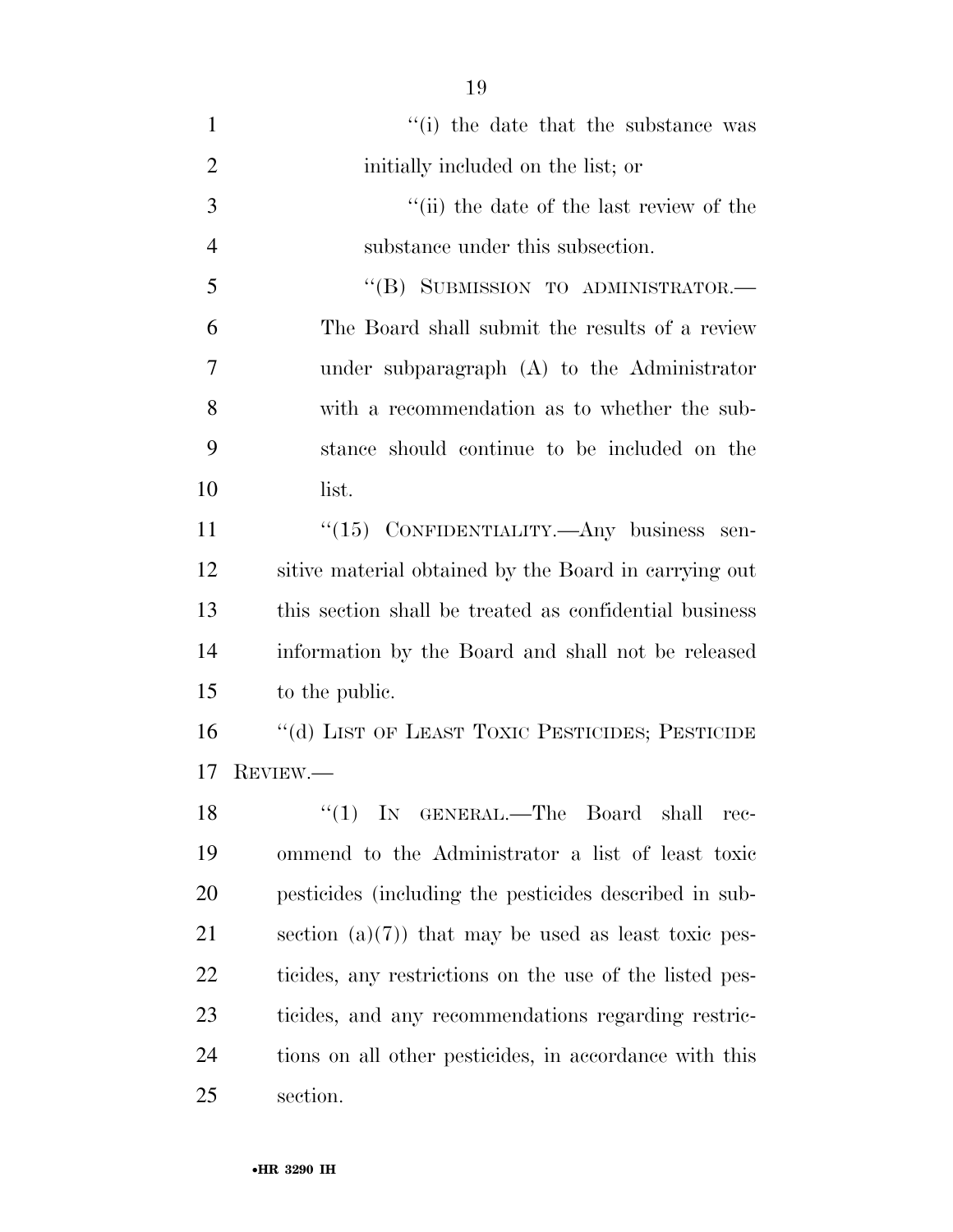"(i) the date that the substance was initially included on the list; or

"(ii) the date of the last review of the substance under this subsection.

"(B) SUBMISSION TO ADMINISTRATOR.—The Board shall submit the results of a review under subparagraph (A) to the Administrator with a recommendation as to whether the substance should continue to be included on the list.

"(15) CONFIDENTIALITY.—Any business sensitive material obtained by the Board in carrying out this section shall be treated as confidential business information by the Board and shall not be released to the public.

"(d) LIST OF LEAST TOXIC PESTICIDES; PESTICIDE REVIEW.—

"(1) IN GENERAL.—The Board shall recommend to the Administrator a list of least toxic pesticides (including the pesticides described in subsection (a)(7)) that may be used as least toxic pesticides, any restrictions on the use of the listed pesticides, and any recommendations regarding restrictions on all other pesticides, in accordance with this section.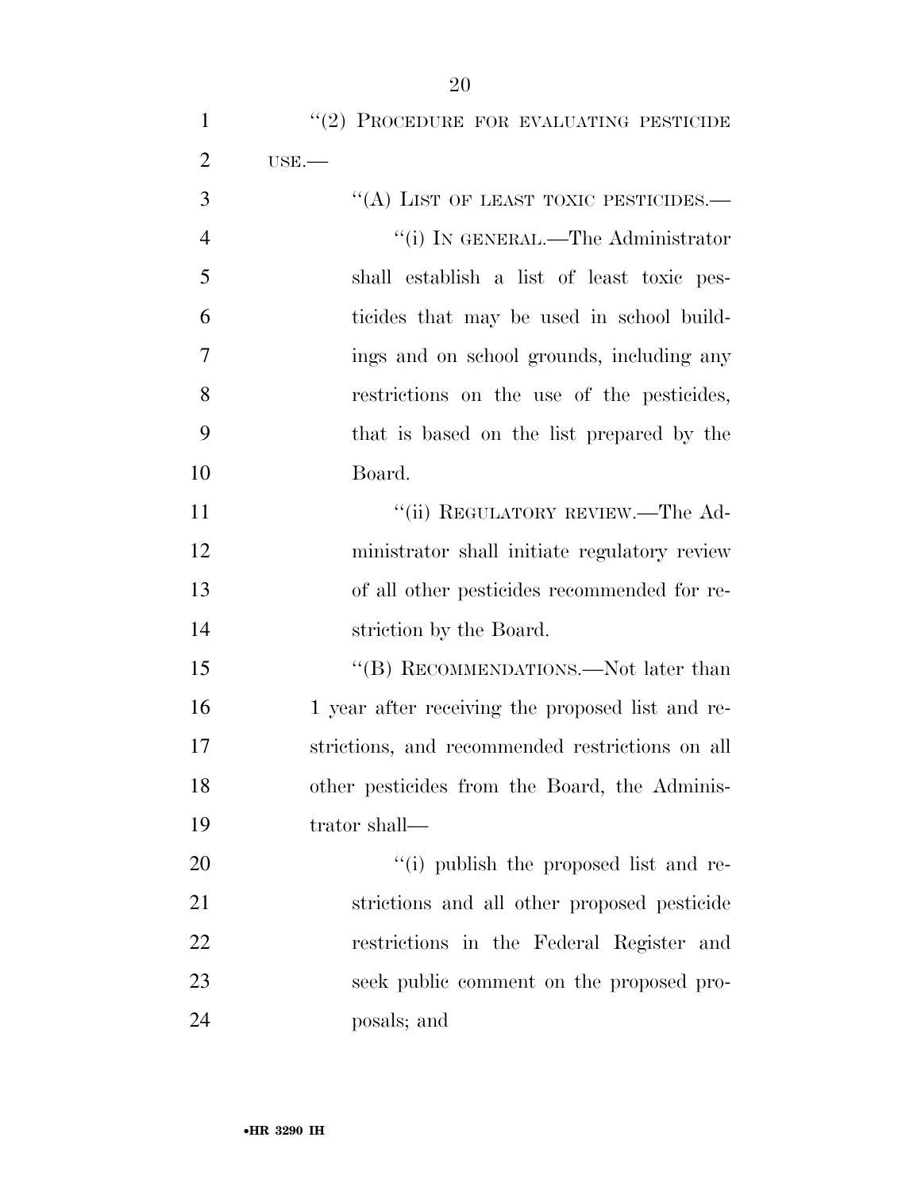"(2) PROCEDURE FOR EVALUATING PESTICIDE USE.—

"(A) LIST OF LEAST TOXIC PESTICIDES.—

"(i) IN GENERAL.—The Administrator shall establish a list of least toxic pesticides that may be used in school buildings and on school grounds, including any restrictions on the use of the pesticides, that is based on the list prepared by the Board.

"(ii) REGULATORY REVIEW.—The Administrator shall initiate regulatory review of all other pesticides recommended for restriction by the Board.

"(B) RECOMMENDATIONS.—Not later than 1 year after receiving the proposed list and restrictions, and recommended restrictions on all other pesticides from the Board, the Administrator shall—

"(i) publish the proposed list and restrictions and all other proposed pesticide restrictions in the Federal Register and seek public comment on the proposed proposals; and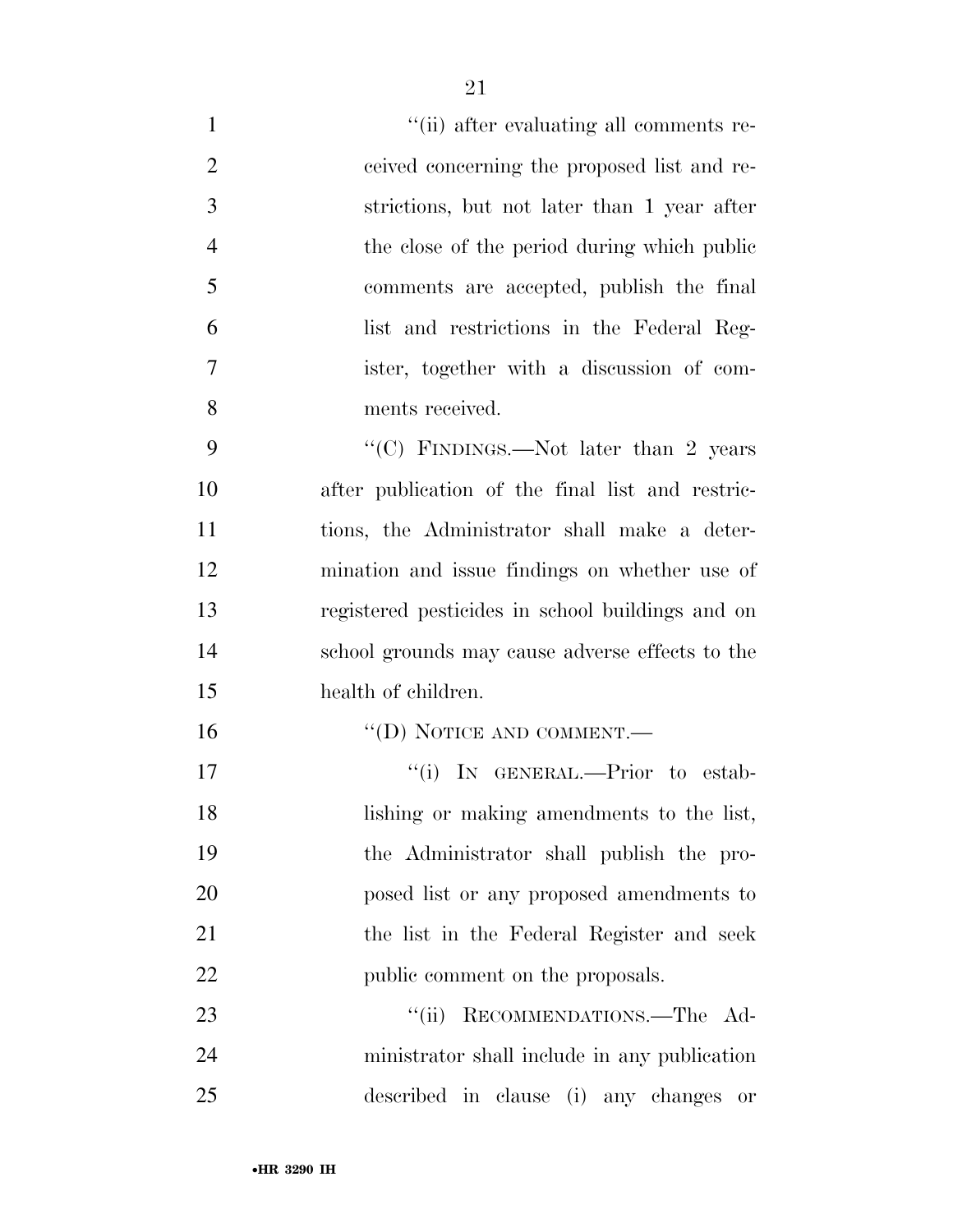"(ii) after evaluating all comments received concerning the proposed list and restrictions, but not later than 1 year after the close of the period during which public comments are accepted, publish the final list and restrictions in the Federal Register, together with a discussion of comments received.

"(C) FINDINGS.—Not later than 2 years after publication of the final list and restrictions, the Administrator shall make a determination and issue findings on whether use of registered pesticides in school buildings and on school grounds may cause adverse effects to the health of children.

"(D) NOTICE AND COMMENT.—

"(i) IN GENERAL.—Prior to establishing or making amendments to the list, the Administrator shall publish the proposed list or any proposed amendments to the list in the Federal Register and seek public comment on the proposals.

"(ii) RECOMMENDATIONS.—The Administrator shall include in any publication described in clause (i) any changes or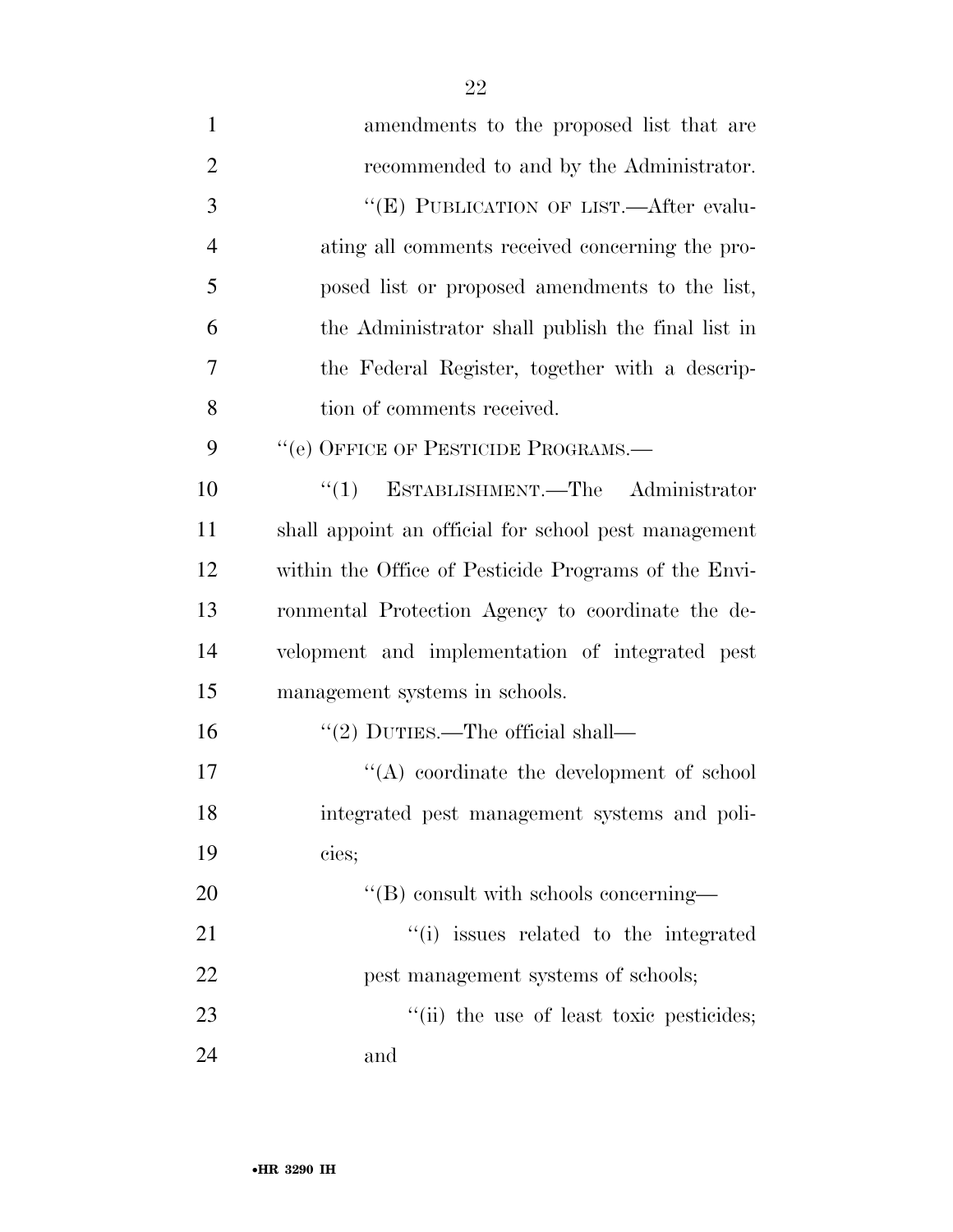amendments to the proposed list that are recommended to and by the Administrator.

"(E) PUBLICATION OF LIST.—After evaluating all comments received concerning the proposed list or proposed amendments to the list, the Administrator shall publish the final list in the Federal Register, together with a description of comments received.

"(e) OFFICE OF PESTICIDE PROGRAMS.—

"(1) ESTABLISHMENT.—The Administrator shall appoint an official for school pest management within the Office of Pesticide Programs of the Environmental Protection Agency to coordinate the development and implementation of integrated pest management systems in schools.

"(2) DUTIES.—The official shall—

"(A) coordinate the development of school integrated pest management systems and policies;

"(B) consult with schools concerning—

"(i) issues related to the integrated pest management systems of schools;

"(ii) the use of least toxic pesticides; and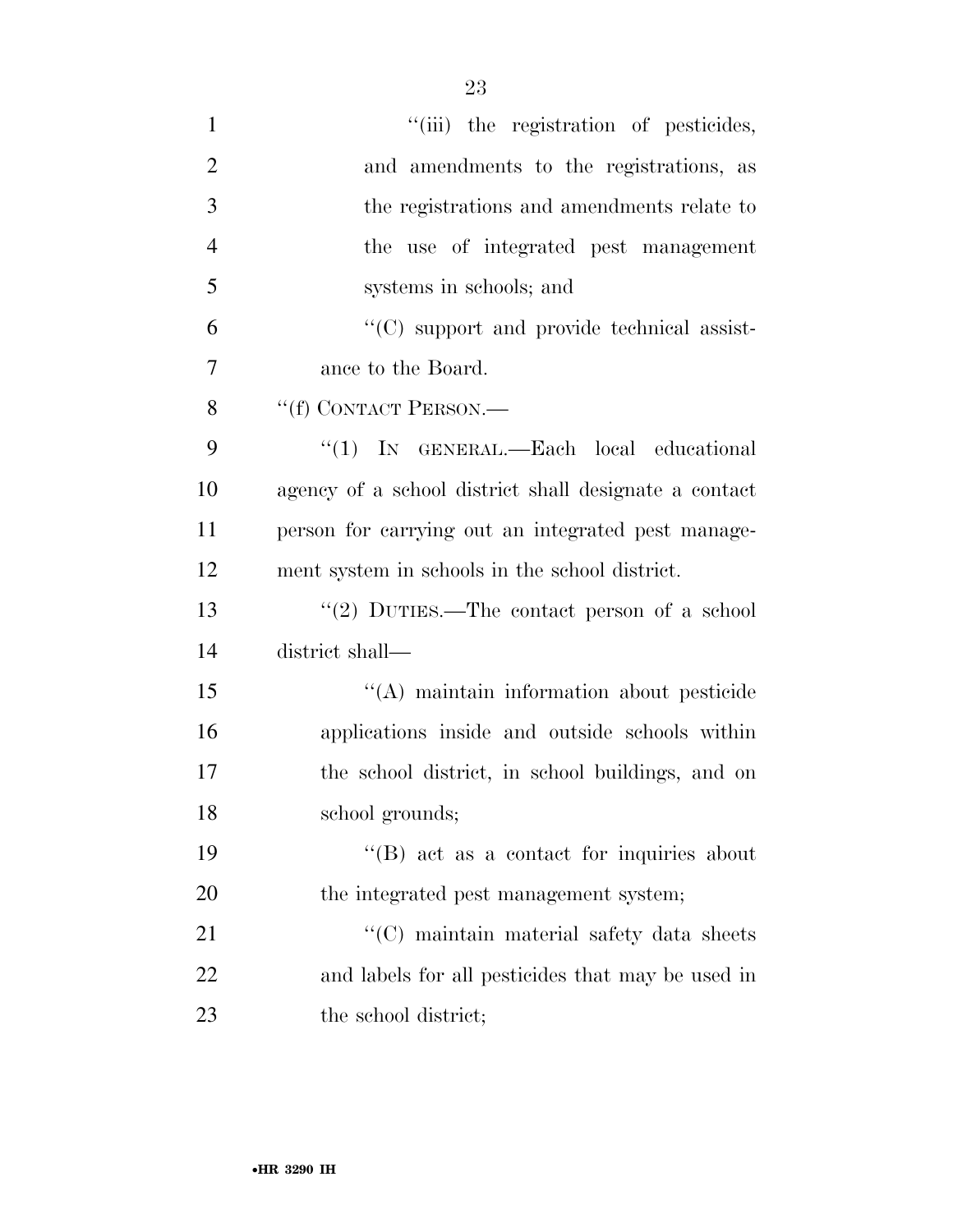"(iii) the registration of pesticides, and amendments to the registrations, as the registrations and amendments relate to the use of integrated pest management systems in schools; and

"(C) support and provide technical assistance to the Board.

"(f) CONTACT PERSON.—

"(1) IN GENERAL.—Each local educational agency of a school district shall designate a contact person for carrying out an integrated pest management system in schools in the school district.

"(2) DUTIES.—The contact person of a school district shall—

"(A) maintain information about pesticide applications inside and outside schools within the school district, in school buildings, and on school grounds;

"(B) act as a contact for inquiries about the integrated pest management system;

"(C) maintain material safety data sheets and labels for all pesticides that may be used in the school district;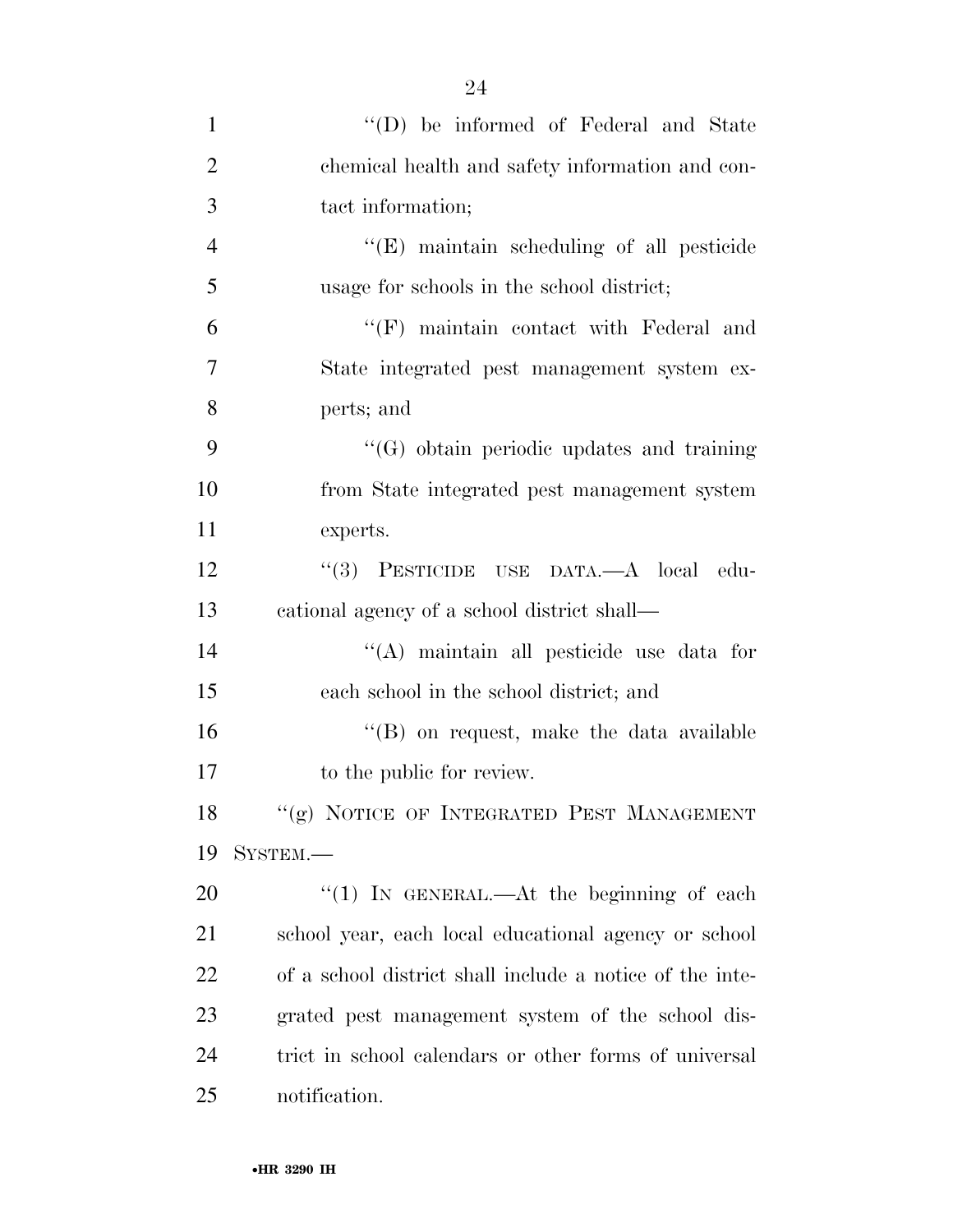''(D) be informed of Federal and State chemical health and safety information and contact information;

''(E) maintain scheduling of all pesticide usage for schools in the school district;

''(F) maintain contact with Federal and State integrated pest management system experts; and

''(G) obtain periodic updates and training from State integrated pest management system experts.

''(3) PESTICIDE USE DATA.—A local educational agency of a school district shall—

''(A) maintain all pesticide use data for each school in the school district; and

''(B) on request, make the data available to the public for review.

''(g) NOTICE OF INTEGRATED PEST MANAGEMENT SYSTEM.—

''(1) IN GENERAL.—At the beginning of each school year, each local educational agency or school of a school district shall include a notice of the integrated pest management system of the school district in school calendars or other forms of universal notification.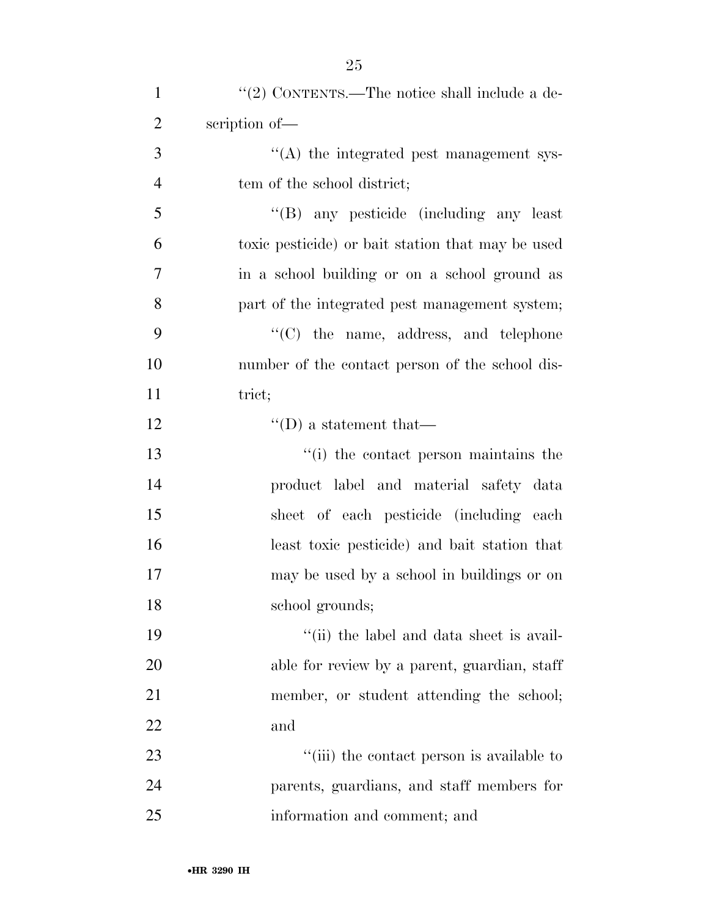''(2) CONTENTS.—The notice shall include a description of—

''(A) the integrated pest management system of the school district;

''(B) any pesticide (including any least toxic pesticide) or bait station that may be used in a school building or on a school ground as part of the integrated pest management system;

''(C) the name, address, and telephone number of the contact person of the school district;

''(D) a statement that—

''(i) the contact person maintains the product label and material safety data sheet of each pesticide (including each least toxic pesticide) and bait station that may be used by a school in buildings or on school grounds;

''(ii) the label and data sheet is available for review by a parent, guardian, staff member, or student attending the school; and

''(iii) the contact person is available to parents, guardians, and staff members for information and comment; and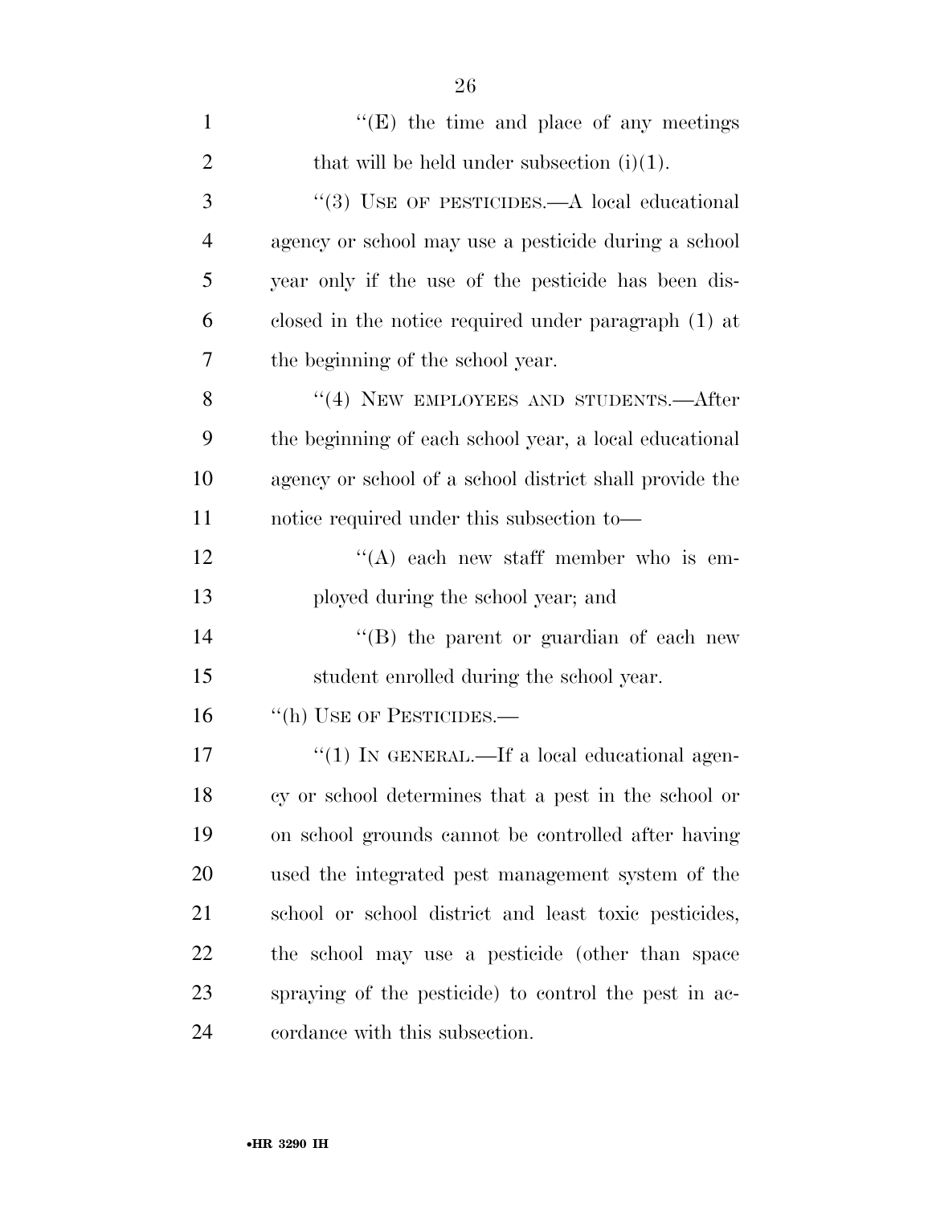"(E) the time and place of any meetings that will be held under subsection (i)(1).

"(3) USE OF PESTICIDES.—A local educational agency or school may use a pesticide during a school year only if the use of the pesticide has been disclosed in the notice required under paragraph (1) at the beginning of the school year.

"(4) NEW EMPLOYEES AND STUDENTS.—After the beginning of each school year, a local educational agency or school of a school district shall provide the notice required under this subsection to—

"(A) each new staff member who is employed during the school year; and

"(B) the parent or guardian of each new student enrolled during the school year.

"(h) USE OF PESTICIDES.—

"(1) IN GENERAL.—If a local educational agency or school determines that a pest in the school or on school grounds cannot be controlled after having used the integrated pest management system of the school or school district and least toxic pesticides, the school may use a pesticide (other than space spraying of the pesticide) to control the pest in accordance with this subsection.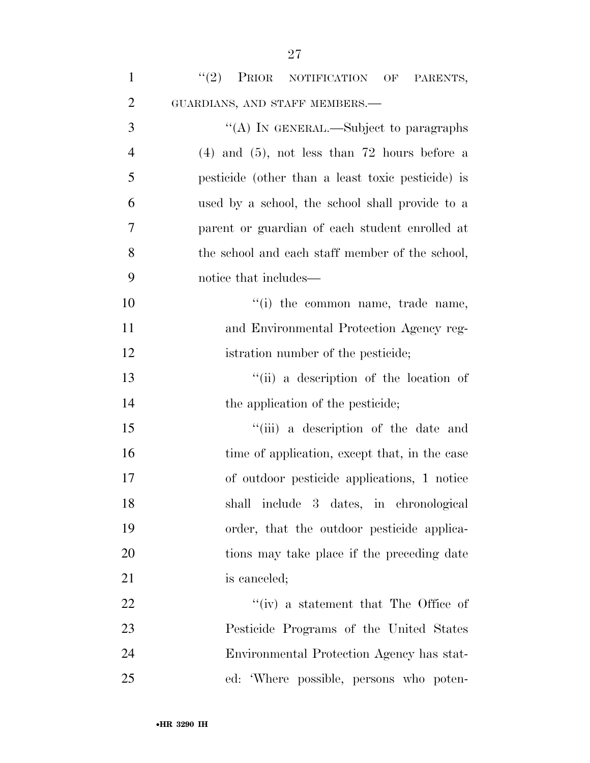"(2) PRIOR NOTIFICATION OF PARENTS, GUARDIANS, AND STAFF MEMBERS.—

"(A) IN GENERAL.—Subject to paragraphs (4) and (5), not less than 72 hours before a pesticide (other than a least toxic pesticide) is used by a school, the school shall provide to a parent or guardian of each student enrolled at the school and each staff member of the school, notice that includes—

"(i) the common name, trade name, and Environmental Protection Agency registration number of the pesticide;

"(ii) a description of the location of the application of the pesticide;

"(iii) a description of the date and time of application, except that, in the case of outdoor pesticide applications, 1 notice shall include 3 dates, in chronological order, that the outdoor pesticide applications may take place if the preceding date is canceled;

"(iv) a statement that The Office of Pesticide Programs of the United States Environmental Protection Agency has stated: 'Where possible, persons who poten-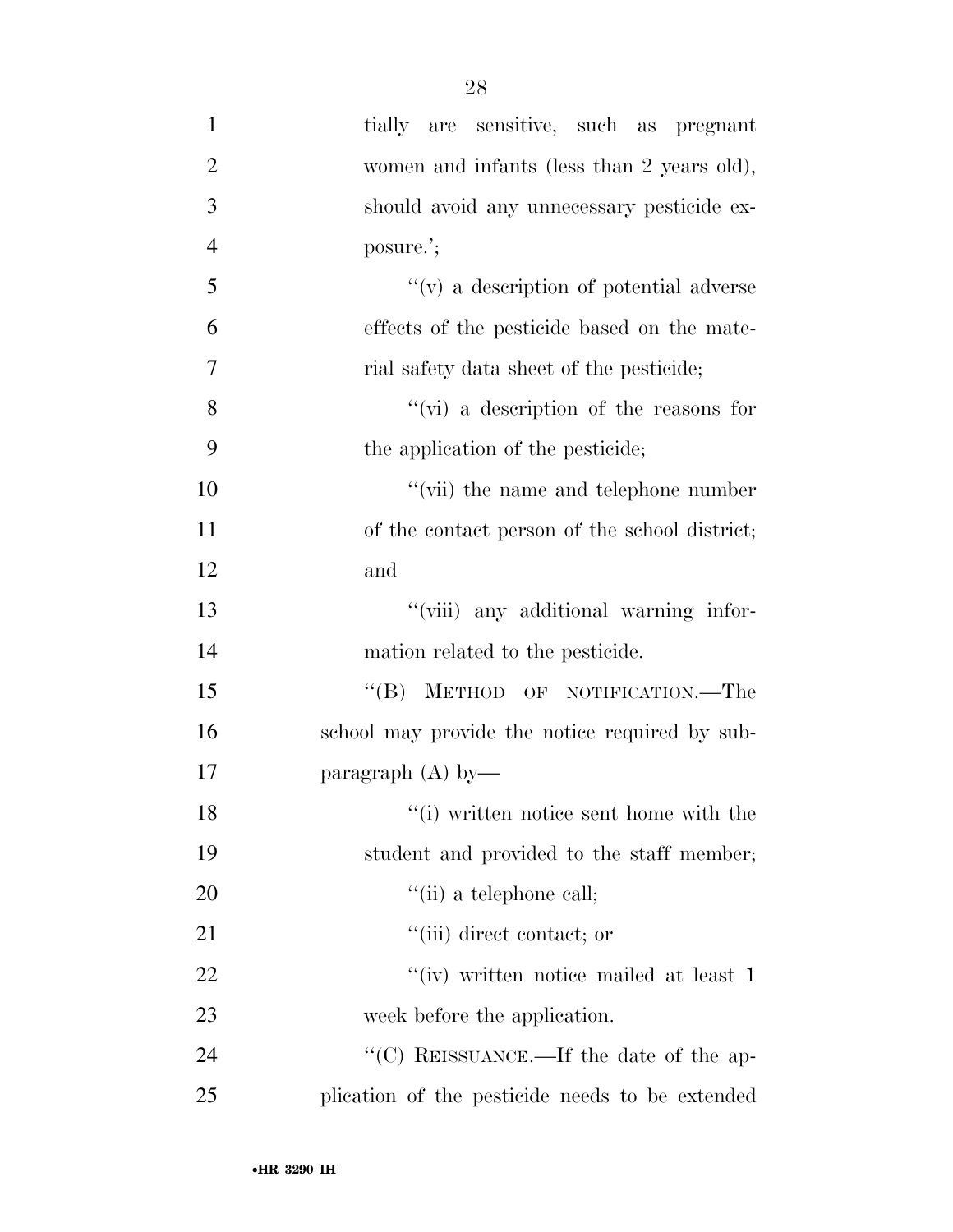tially are sensitive, such as pregnant women and infants (less than 2 years old), should avoid any unnecessary pesticide exposure.';

''(v) a description of potential adverse effects of the pesticide based on the material safety data sheet of the pesticide;

''(vi) a description of the reasons for the application of the pesticide;

''(vii) the name and telephone number of the contact person of the school district; and

''(viii) any additional warning information related to the pesticide.

''(B) METHOD OF NOTIFICATION.—The school may provide the notice required by subparagraph (A) by—

''(i) written notice sent home with the student and provided to the staff member;

''(ii) a telephone call;

''(iii) direct contact; or

''(iv) written notice mailed at least 1 week before the application.

''(C) REISSUANCE.—If the date of the application of the pesticide needs to be extended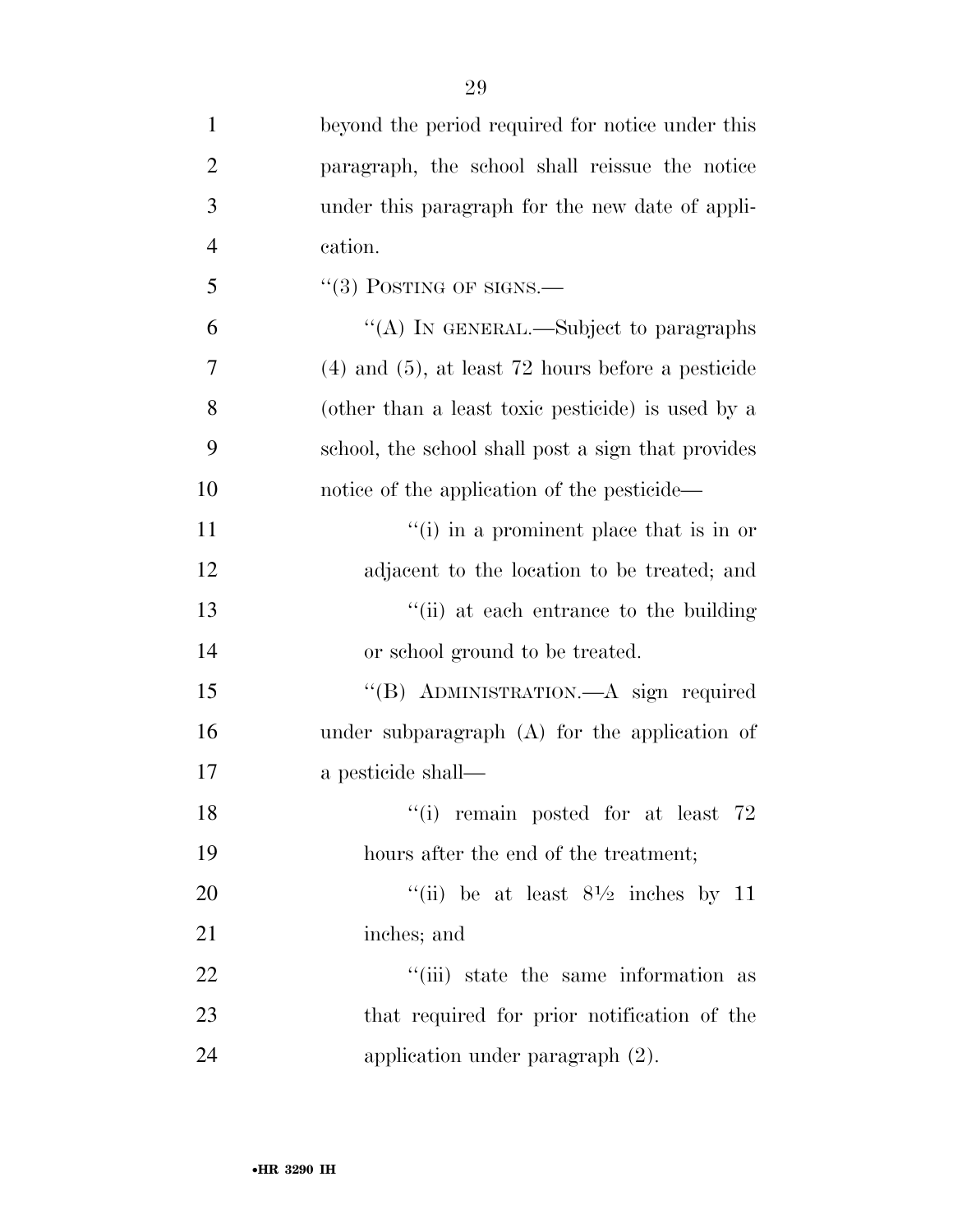beyond the period required for notice under this paragraph, the school shall reissue the notice under this paragraph for the new date of application.

"(3) POSTING OF SIGNS.—

"(A) IN GENERAL.—Subject to paragraphs (4) and (5), at least 72 hours before a pesticide (other than a least toxic pesticide) is used by a school, the school shall post a sign that provides notice of the application of the pesticide—

"(i) in a prominent place that is in or adjacent to the location to be treated; and

"(ii) at each entrance to the building or school ground to be treated.

"(B) ADMINISTRATION.—A sign required under subparagraph (A) for the application of a pesticide shall—

"(i) remain posted for at least 72 hours after the end of the treatment;

"(ii) be at least 8½ inches by 11 inches; and

"(iii) state the same information as that required for prior notification of the application under paragraph (2).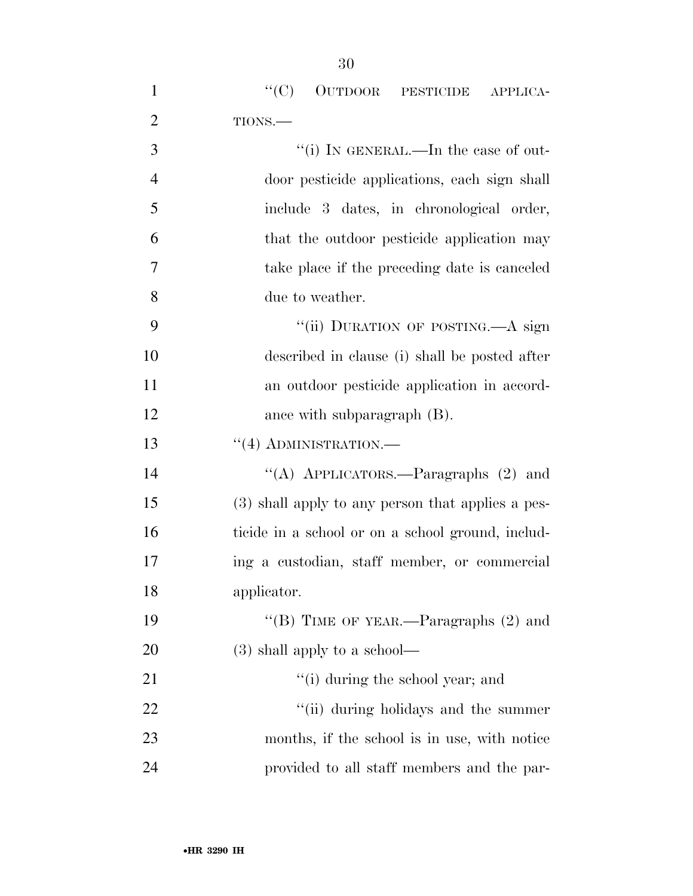''(C) OUTDOOR PESTICIDE APPLICATIONS.—

''(i) IN GENERAL.—In the case of outdoor pesticide applications, each sign shall include 3 dates, in chronological order, that the outdoor pesticide application may take place if the preceding date is canceled due to weather.

''(ii) DURATION OF POSTING.—A sign described in clause (i) shall be posted after an outdoor pesticide application in accordance with subparagraph (B).

''(4) ADMINISTRATION.—

''(A) APPLICATORS.—Paragraphs (2) and (3) shall apply to any person that applies a pesticide in a school or on a school ground, including a custodian, staff member, or commercial applicator.

''(B) TIME OF YEAR.—Paragraphs (2) and (3) shall apply to a school—

''(i) during the school year; and

''(ii) during holidays and the summer months, if the school is in use, with notice provided to all staff members and the par-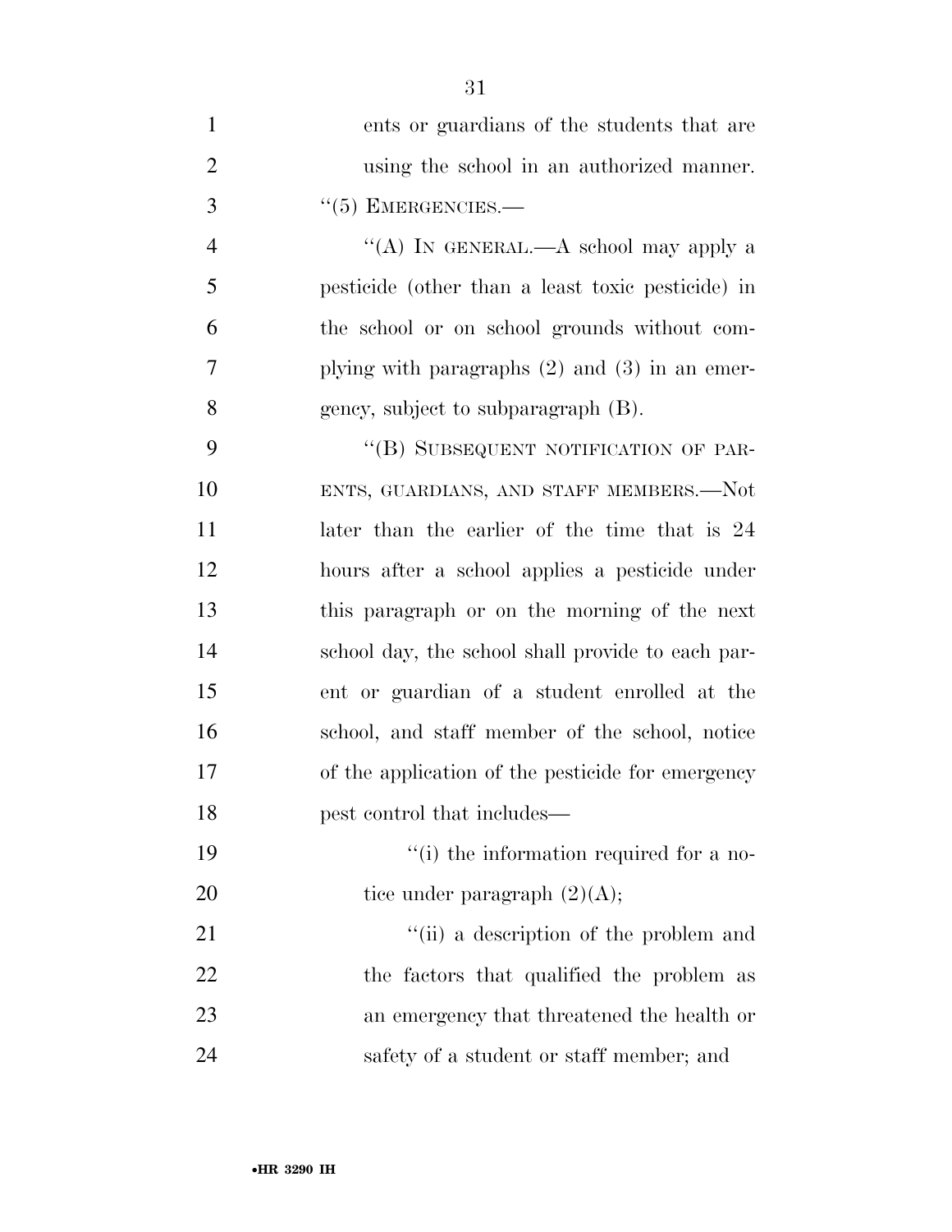ents or guardians of the students that are using the school in an authorized manner.

''(5) EMERGENCIES.—

''(A) IN GENERAL.—A school may apply a pesticide (other than a least toxic pesticide) in the school or on school grounds without complying with paragraphs (2) and (3) in an emergency, subject to subparagraph (B).

''(B) SUBSEQUENT NOTIFICATION OF PARENTS, GUARDIANS, AND STAFF MEMBERS.—Not later than the earlier of the time that is 24 hours after a school applies a pesticide under this paragraph or on the morning of the next school day, the school shall provide to each parent or guardian of a student enrolled at the school, and staff member of the school, notice of the application of the pesticide for emergency pest control that includes—

''(i) the information required for a notice under paragraph (2)(A);

''(ii) a description of the problem and the factors that qualified the problem as an emergency that threatened the health or safety of a student or staff member; and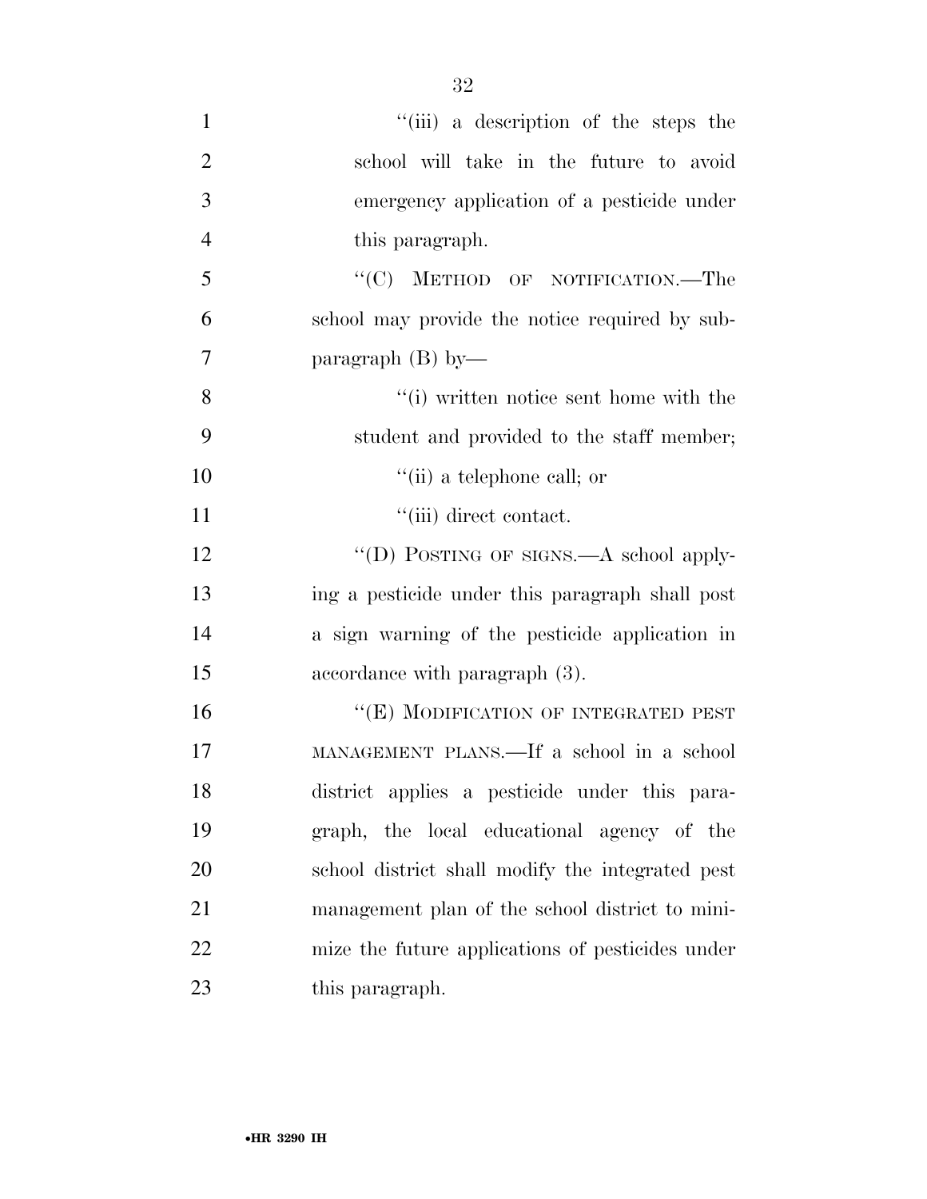"(iii) a description of the steps the school will take in the future to avoid emergency application of a pesticide under this paragraph.

"(C) METHOD OF NOTIFICATION.—The school may provide the notice required by subparagraph (B) by—

"(i) written notice sent home with the student and provided to the staff member;

"(ii) a telephone call; or

"(iii) direct contact.

"(D) POSTING OF SIGNS.—A school applying a pesticide under this paragraph shall post a sign warning of the pesticide application in accordance with paragraph (3).

"(E) MODIFICATION OF INTEGRATED PEST MANAGEMENT PLANS.—If a school in a school district applies a pesticide under this paragraph, the local educational agency of the school district shall modify the integrated pest management plan of the school district to minimize the future applications of pesticides under this paragraph.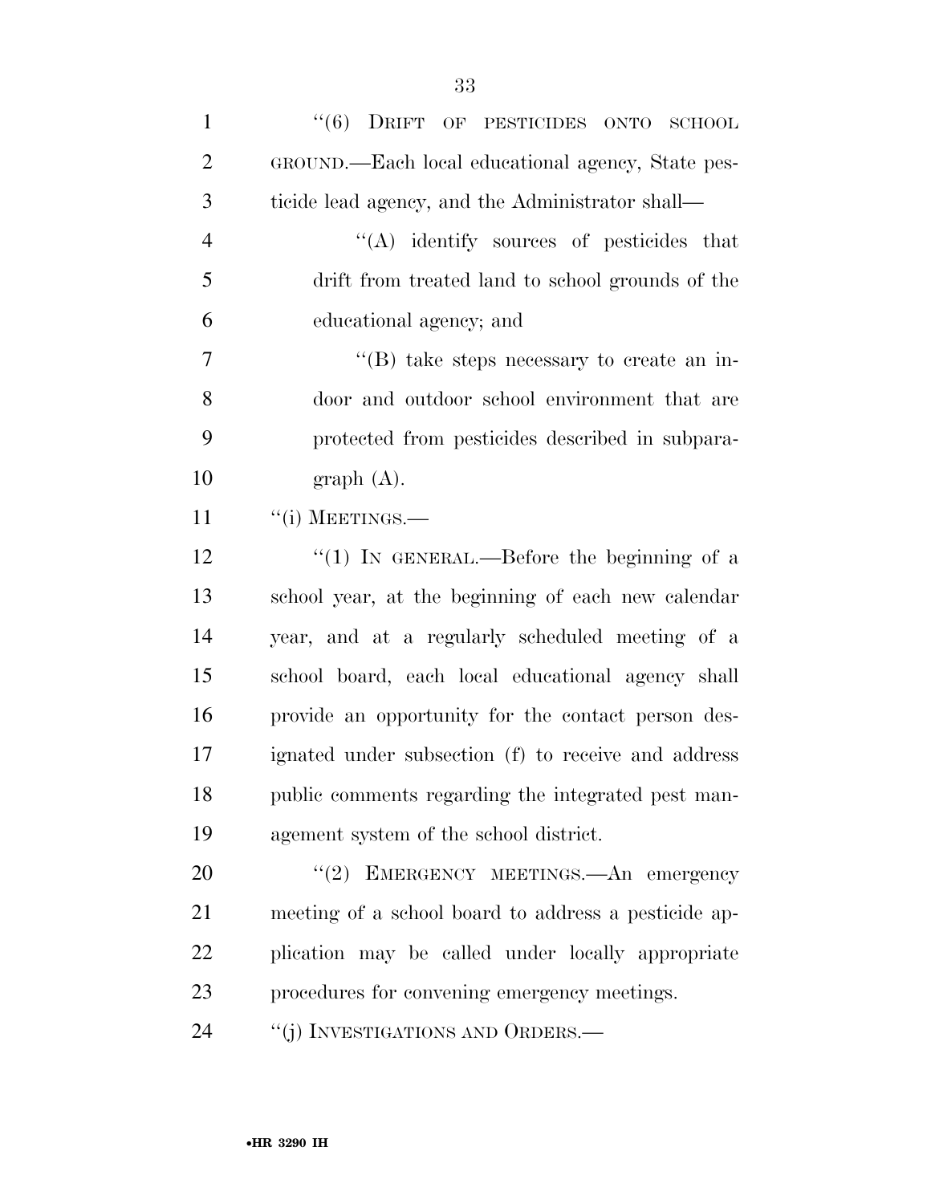''(6) DRIFT OF PESTICIDES ONTO SCHOOL GROUND.—Each local educational agency, State pesticide lead agency, and the Administrator shall—

''(A) identify sources of pesticides that drift from treated land to school grounds of the educational agency; and

''(B) take steps necessary to create an indoor and outdoor school environment that are protected from pesticides described in subparagraph (A).

''(i) MEETINGS.—

''(1) IN GENERAL.—Before the beginning of a school year, at the beginning of each new calendar year, and at a regularly scheduled meeting of a school board, each local educational agency shall provide an opportunity for the contact person designated under subsection (f) to receive and address public comments regarding the integrated pest management system of the school district.

''(2) EMERGENCY MEETINGS.—An emergency meeting of a school board to address a pesticide application may be called under locally appropriate procedures for convening emergency meetings.

''(j) INVESTIGATIONS AND ORDERS.—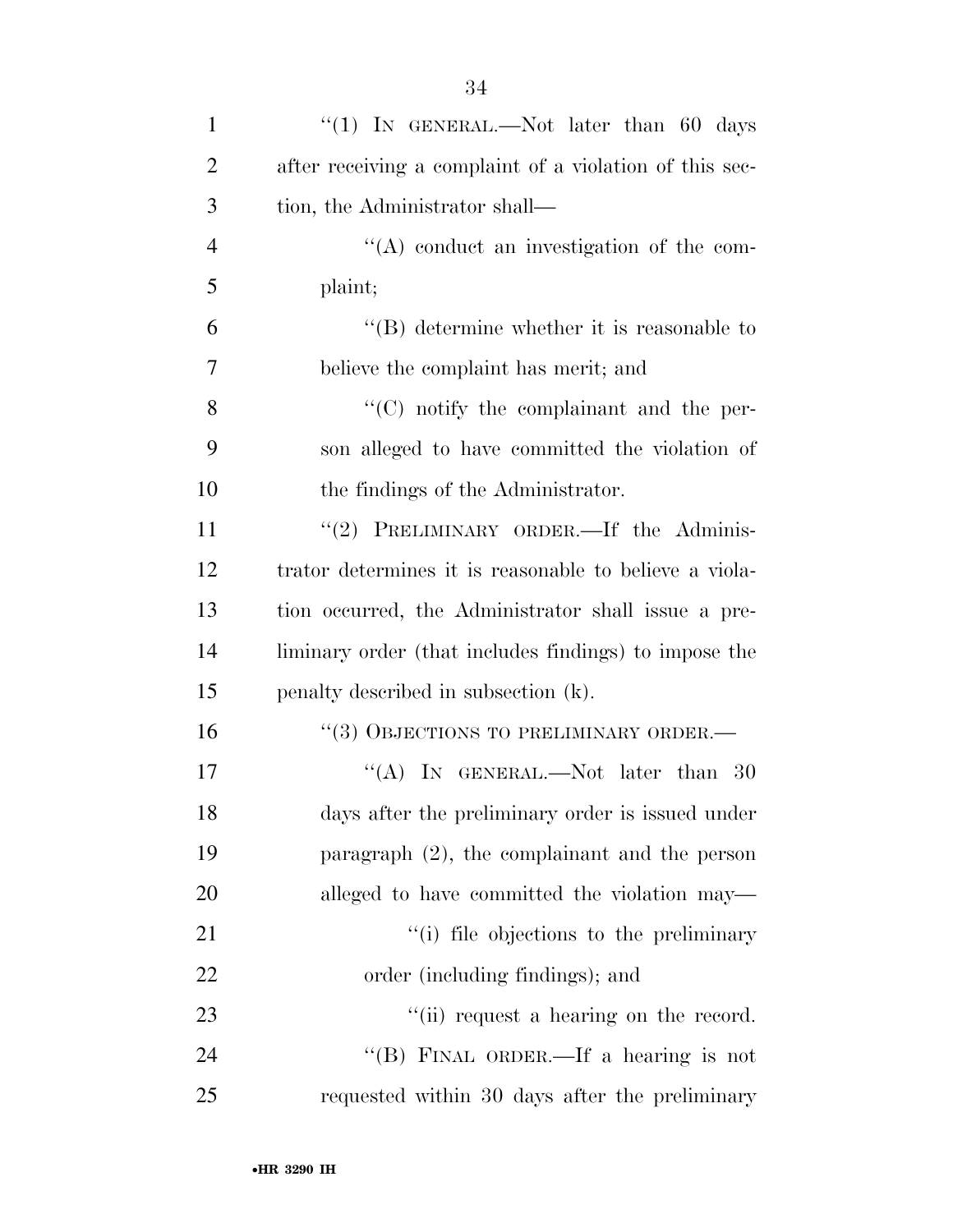''(1) IN GENERAL.—Not later than 60 days after receiving a complaint of a violation of this section, the Administrator shall—

''(A) conduct an investigation of the complaint;

''(B) determine whether it is reasonable to believe the complaint has merit; and

''(C) notify the complainant and the person alleged to have committed the violation of the findings of the Administrator.

''(2) PRELIMINARY ORDER.—If the Administrator determines it is reasonable to believe a violation occurred, the Administrator shall issue a preliminary order (that includes findings) to impose the penalty described in subsection (k).

''(3) OBJECTIONS TO PRELIMINARY ORDER.—

''(A) IN GENERAL.—Not later than 30 days after the preliminary order is issued under paragraph (2), the complainant and the person alleged to have committed the violation may—

''(i) file objections to the preliminary order (including findings); and

''(ii) request a hearing on the record.

''(B) FINAL ORDER.—If a hearing is not requested within 30 days after the preliminary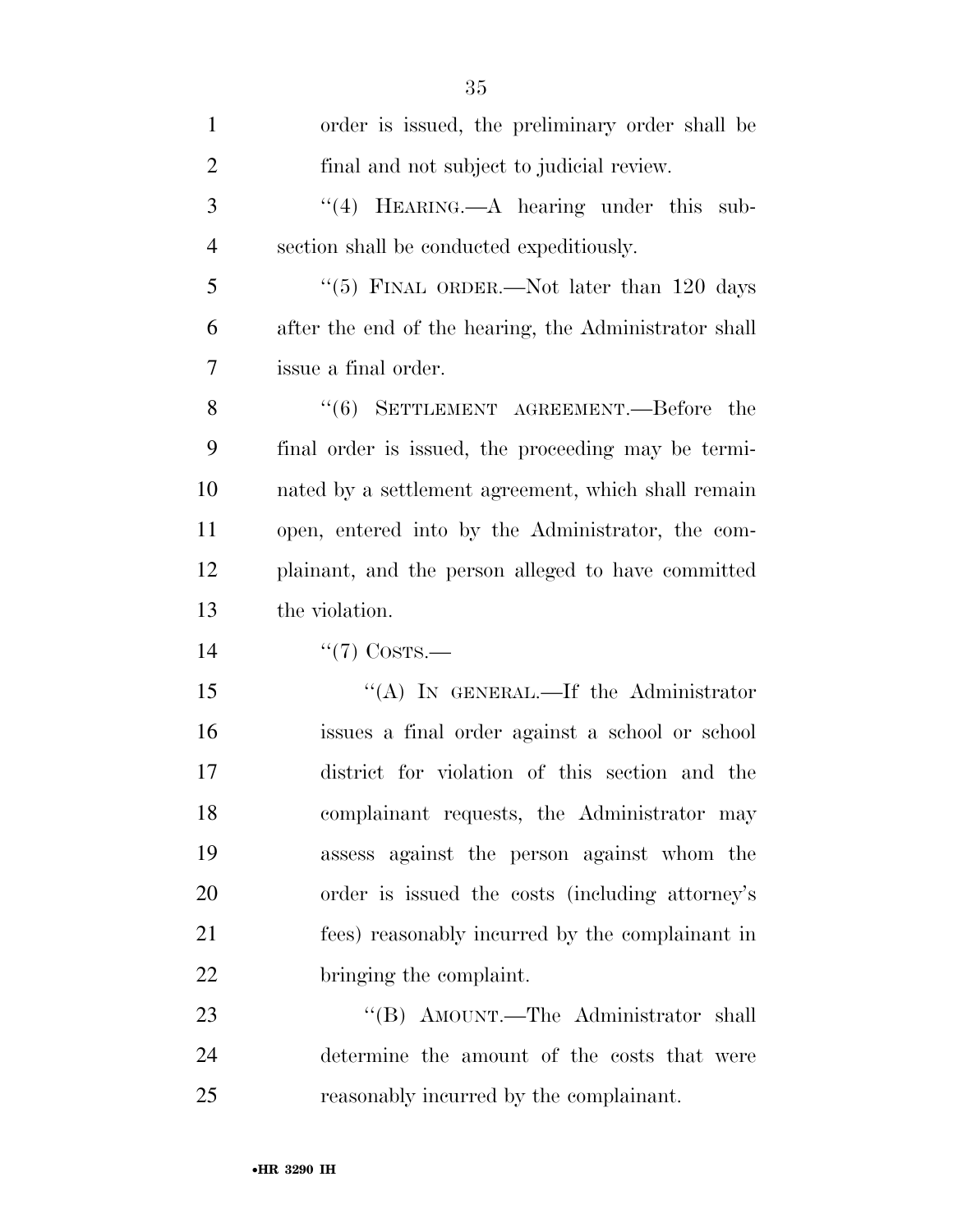order is issued, the preliminary order shall be final and not subject to judicial review.

"(4) HEARING.—A hearing under this subsection shall be conducted expeditiously.

"(5) FINAL ORDER.—Not later than 120 days after the end of the hearing, the Administrator shall issue a final order.

"(6) SETTLEMENT AGREEMENT.—Before the final order is issued, the proceeding may be terminated by a settlement agreement, which shall remain open, entered into by the Administrator, the complainant, and the person alleged to have committed the violation.

"(7) COSTS.—

"(A) IN GENERAL.—If the Administrator issues a final order against a school or school district for violation of this section and the complainant requests, the Administrator may assess against the person against whom the order is issued the costs (including attorney's fees) reasonably incurred by the complainant in bringing the complaint.

"(B) AMOUNT.—The Administrator shall determine the amount of the costs that were reasonably incurred by the complainant.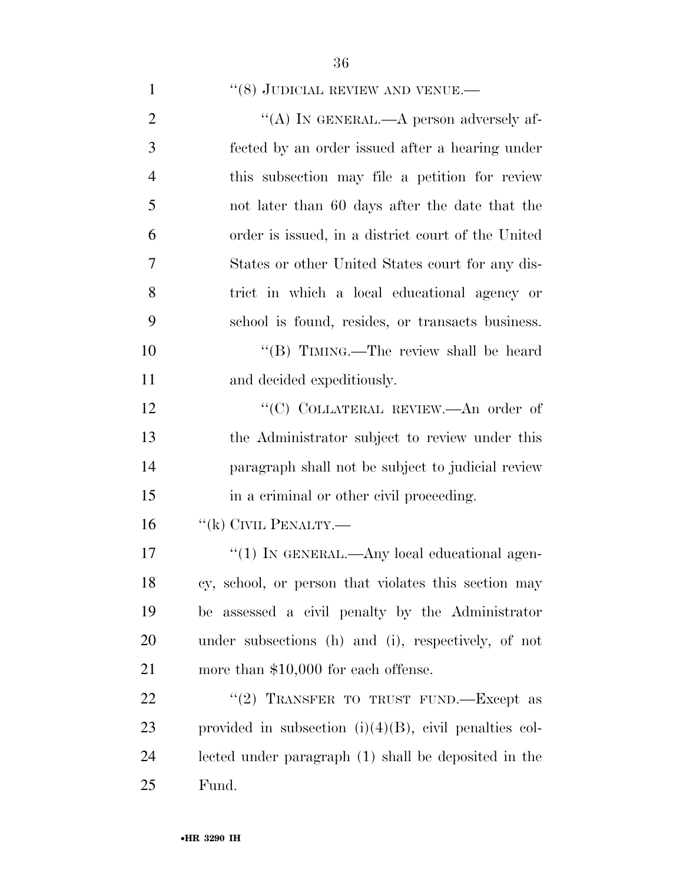"(8) JUDICIAL REVIEW AND VENUE.—

"(A) IN GENERAL.—A person adversely affected by an order issued after a hearing under this subsection may file a petition for review not later than 60 days after the date that the order is issued, in a district court of the United States or other United States court for any district in which a local educational agency or school is found, resides, or transacts business.

"(B) TIMING.—The review shall be heard and decided expeditiously.

"(C) COLLATERAL REVIEW.—An order of the Administrator subject to review under this paragraph shall not be subject to judicial review in a criminal or other civil proceeding.

"(k) CIVIL PENALTY.—

"(1) IN GENERAL.—Any local educational agency, school, or person that violates this section may be assessed a civil penalty by the Administrator under subsections (h) and (i), respectively, of not more than $10,000 for each offense.

"(2) TRANSFER TO TRUST FUND.—Except as provided in subsection (i)(4)(B), civil penalties collected under paragraph (1) shall be deposited in the Fund.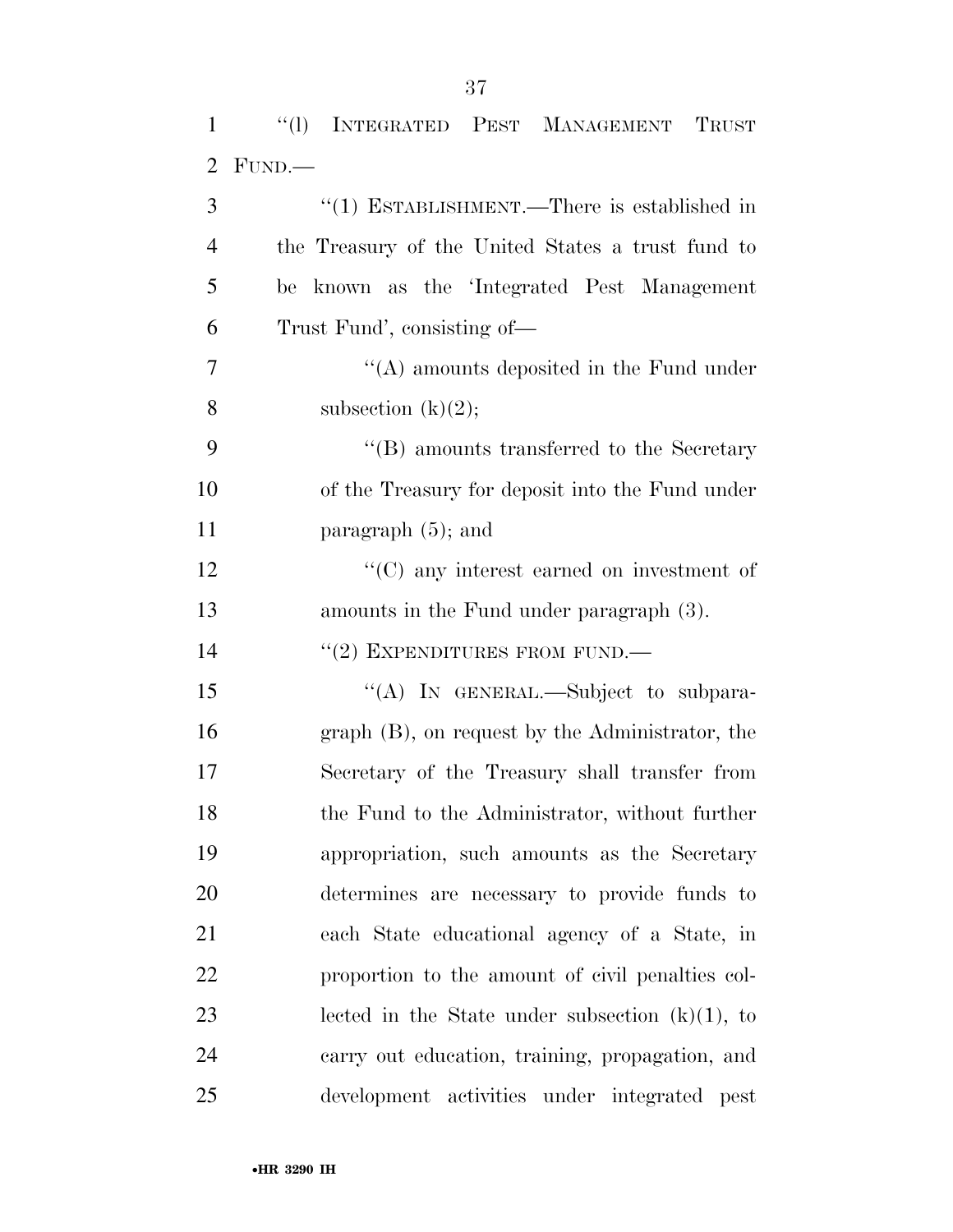"(l) INTEGRATED PEST MANAGEMENT TRUST FUND.—

"(1) ESTABLISHMENT.—There is established in the Treasury of the United States a trust fund to be known as the 'Integrated Pest Management Trust Fund', consisting of—

"(A) amounts deposited in the Fund under subsection (k)(2);

"(B) amounts transferred to the Secretary of the Treasury for deposit into the Fund under paragraph (5); and

"(C) any interest earned on investment of amounts in the Fund under paragraph (3).

"(2) EXPENDITURES FROM FUND.—

"(A) IN GENERAL.—Subject to subparagraph (B), on request by the Administrator, the Secretary of the Treasury shall transfer from the Fund to the Administrator, without further appropriation, such amounts as the Secretary determines are necessary to provide funds to each State educational agency of a State, in proportion to the amount of civil penalties collected in the State under subsection (k)(1), to carry out education, training, propagation, and development activities under integrated pest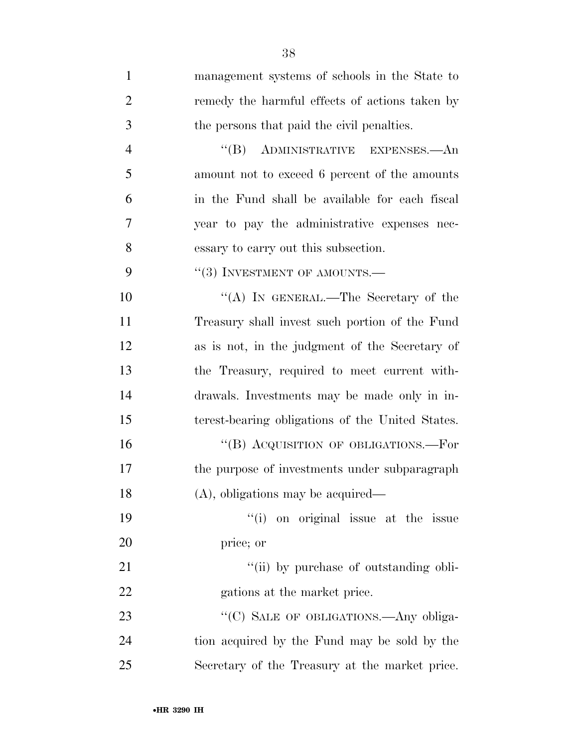management systems of schools in the State to remedy the harmful effects of actions taken by the persons that paid the civil penalties.

"(B) ADMINISTRATIVE EXPENSES.—An amount not to exceed 6 percent of the amounts in the Fund shall be available for each fiscal year to pay the administrative expenses necessary to carry out this subsection.

"(3) INVESTMENT OF AMOUNTS.—

"(A) IN GENERAL.—The Secretary of the Treasury shall invest such portion of the Fund as is not, in the judgment of the Secretary of the Treasury, required to meet current withdrawals. Investments may be made only in interest-bearing obligations of the United States.

"(B) ACQUISITION OF OBLIGATIONS.—For the purpose of investments under subparagraph (A), obligations may be acquired—

"(i) on original issue at the issue price; or

"(ii) by purchase of outstanding obligations at the market price.

"(C) SALE OF OBLIGATIONS.—Any obligation acquired by the Fund may be sold by the Secretary of the Treasury at the market price.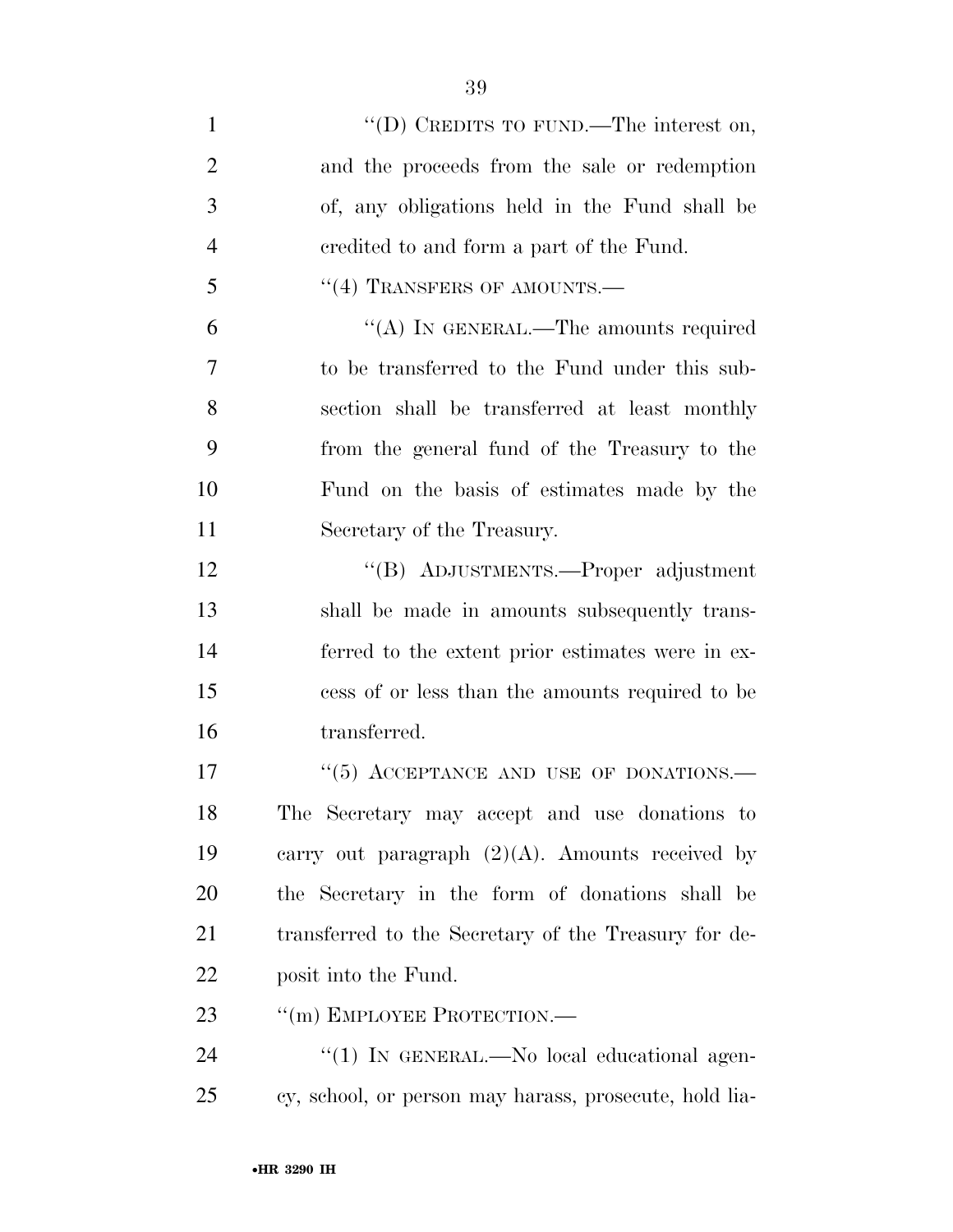"(D) CREDITS TO FUND.—The interest on, and the proceeds from the sale or redemption of, any obligations held in the Fund shall be credited to and form a part of the Fund.

"(4) TRANSFERS OF AMOUNTS.—

"(A) IN GENERAL.—The amounts required to be transferred to the Fund under this subsection shall be transferred at least monthly from the general fund of the Treasury to the Fund on the basis of estimates made by the Secretary of the Treasury.

"(B) ADJUSTMENTS.—Proper adjustment shall be made in amounts subsequently transferred to the extent prior estimates were in excess of or less than the amounts required to be transferred.

"(5) ACCEPTANCE AND USE OF DONATIONS.—The Secretary may accept and use donations to carry out paragraph (2)(A). Amounts received by the Secretary in the form of donations shall be transferred to the Secretary of the Treasury for deposit into the Fund.

"(m) EMPLOYEE PROTECTION.—

"(1) IN GENERAL.—No local educational agency, school, or person may harass, prosecute, hold lia-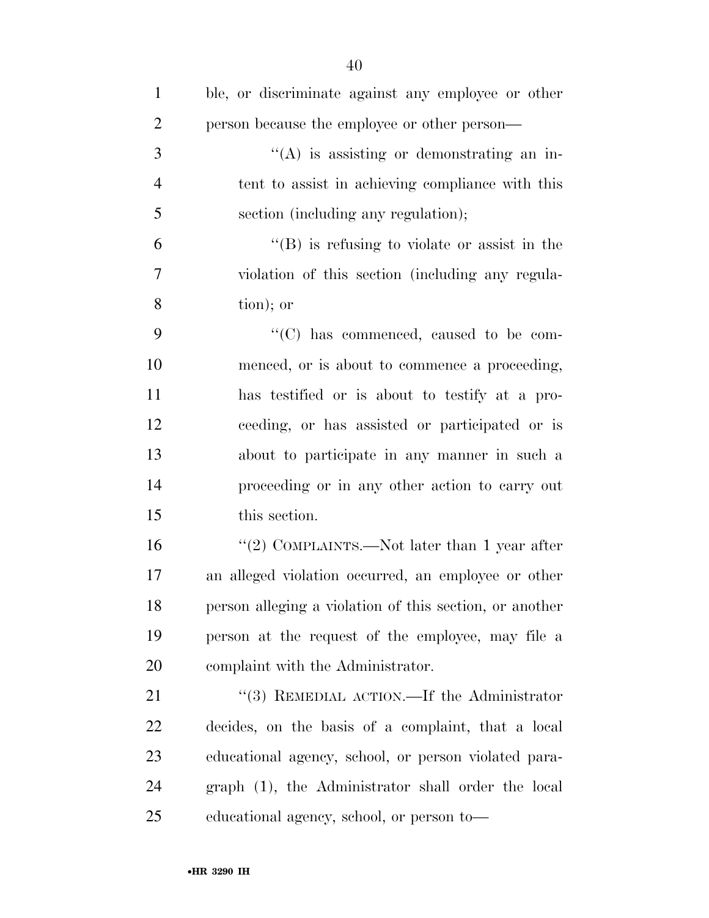ble, or discriminate against any employee or other person because the employee or other person—

''(A) is assisting or demonstrating an intent to assist in achieving compliance with this section (including any regulation);

''(B) is refusing to violate or assist in the violation of this section (including any regulation); or

''(C) has commenced, caused to be commenced, or is about to commence a proceeding, has testified or is about to testify at a proceeding, or has assisted or participated or is about to participate in any manner in such a proceeding or in any other action to carry out this section.

''(2) COMPLAINTS.—Not later than 1 year after an alleged violation occurred, an employee or other person alleging a violation of this section, or another person at the request of the employee, may file a complaint with the Administrator.

''(3) REMEDIAL ACTION.—If the Administrator decides, on the basis of a complaint, that a local educational agency, school, or person violated paragraph (1), the Administrator shall order the local educational agency, school, or person to—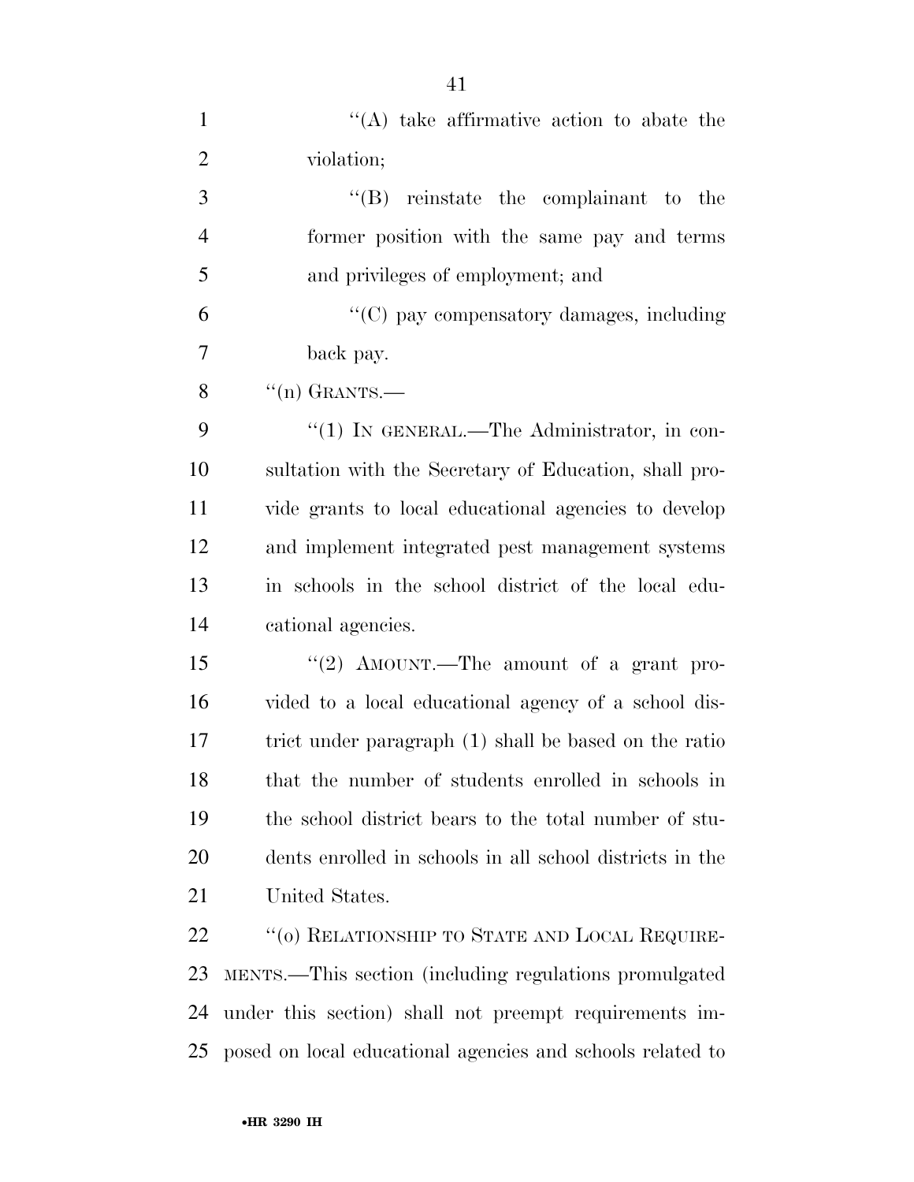"(A) take affirmative action to abate the violation;

"(B) reinstate the complainant to the former position with the same pay and terms and privileges of employment; and

"(C) pay compensatory damages, including back pay.

"(n) GRANTS.—

"(1) IN GENERAL.—The Administrator, in consultation with the Secretary of Education, shall provide grants to local educational agencies to develop and implement integrated pest management systems in schools in the school district of the local educational agencies.

"(2) AMOUNT.—The amount of a grant provided to a local educational agency of a school district under paragraph (1) shall be based on the ratio that the number of students enrolled in schools in the school district bears to the total number of students enrolled in schools in all school districts in the United States.

"(o) RELATIONSHIP TO STATE AND LOCAL REQUIREMENTS.—This section (including regulations promulgated under this section) shall not preempt requirements imposed on local educational agencies and schools related to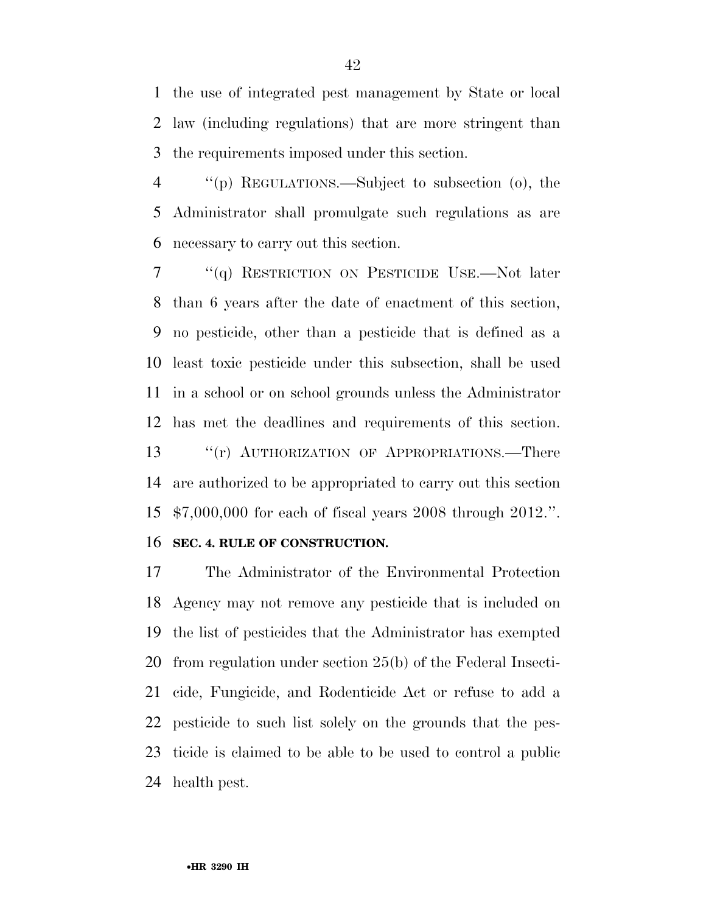the use of integrated pest management by State or local law (including regulations) that are more stringent than the requirements imposed under this section.

''(p) REGULATIONS.—Subject to subsection (o), the Administrator shall promulgate such regulations as are necessary to carry out this section.

''(q) RESTRICTION ON PESTICIDE USE.—Not later than 6 years after the date of enactment of this section, no pesticide, other than a pesticide that is defined as a least toxic pesticide under this subsection, shall be used in a school or on school grounds unless the Administrator has met the deadlines and requirements of this section.

''(r) AUTHORIZATION OF APPROPRIATIONS.—There are authorized to be appropriated to carry out this section $7,000,000 for each of fiscal years 2008 through 2012.''.

**SEC. 4. RULE OF CONSTRUCTION.**

The Administrator of the Environmental Protection Agency may not remove any pesticide that is included on the list of pesticides that the Administrator has exempted from regulation under section 25(b) of the Federal Insecticide, Fungicide, and Rodenticide Act or refuse to add a pesticide to such list solely on the grounds that the pesticide is claimed to be able to be used to control a public health pest.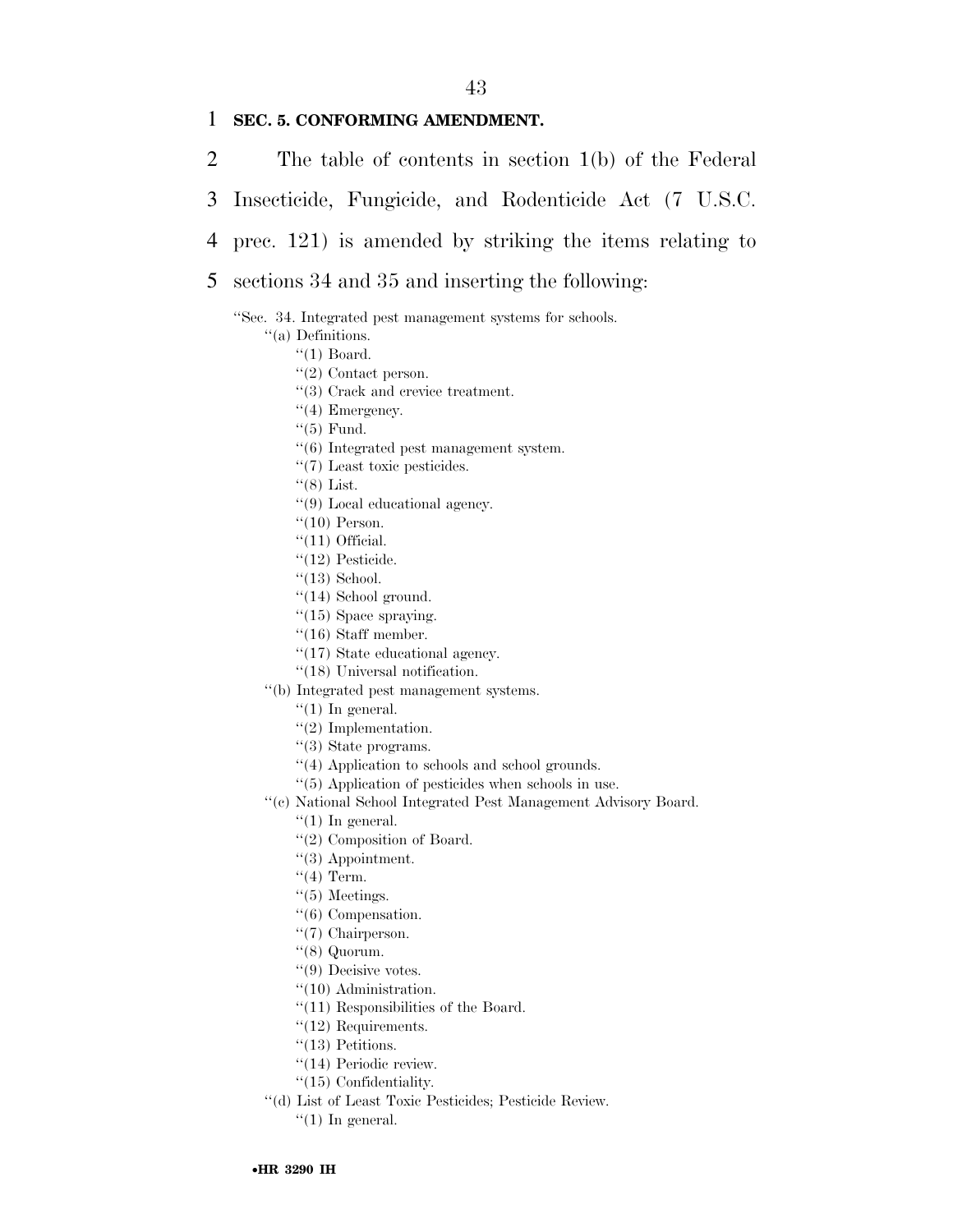**SEC. 5. CONFORMING AMENDMENT.**

The table of contents in section 1(b) of the Federal Insecticide, Fungicide, and Rodenticide Act (7 U.S.C. prec. 121) is amended by striking the items relating to sections 34 and 35 and inserting the following:

''Sec. 34. Integrated pest management systems for schools.
- ''(a) Definitions.
  - ''(1) Board.
  - ''(2) Contact person.
  - ''(3) Crack and crevice treatment.
  - ''(4) Emergency.
  - ''(5) Fund.
  - ''(6) Integrated pest management system.
  - ''(7) Least toxic pesticides.
  - ''(8) List.
  - ''(9) Local educational agency.
  - ''(10) Person.
  - ''(11) Official.
  - ''(12) Pesticide.
  - ''(13) School.
  - ''(14) School ground.
  - ''(15) Space spraying.
  - ''(16) Staff member.
  - ''(17) State educational agency.
  - ''(18) Universal notification.
- ''(b) Integrated pest management systems.
  - ''(1) In general.
  - ''(2) Implementation.
  - ''(3) State programs.
  - ''(4) Application to schools and school grounds.
  - ''(5) Application of pesticides when schools in use.
- ''(c) National School Integrated Pest Management Advisory Board.
  - ''(1) In general.
  - ''(2) Composition of Board.
  - ''(3) Appointment.
  - ''(4) Term.
  - ''(5) Meetings.
  - ''(6) Compensation.
  - ''(7) Chairperson.
  - ''(8) Quorum.
  - ''(9) Decisive votes.
  - ''(10) Administration.
  - ''(11) Responsibilities of the Board.
  - ''(12) Requirements.
  - ''(13) Petitions.
  - ''(14) Periodic review.
  - ''(15) Confidentiality.
- ''(d) List of Least Toxic Pesticides; Pesticide Review.
  - ''(1) In general.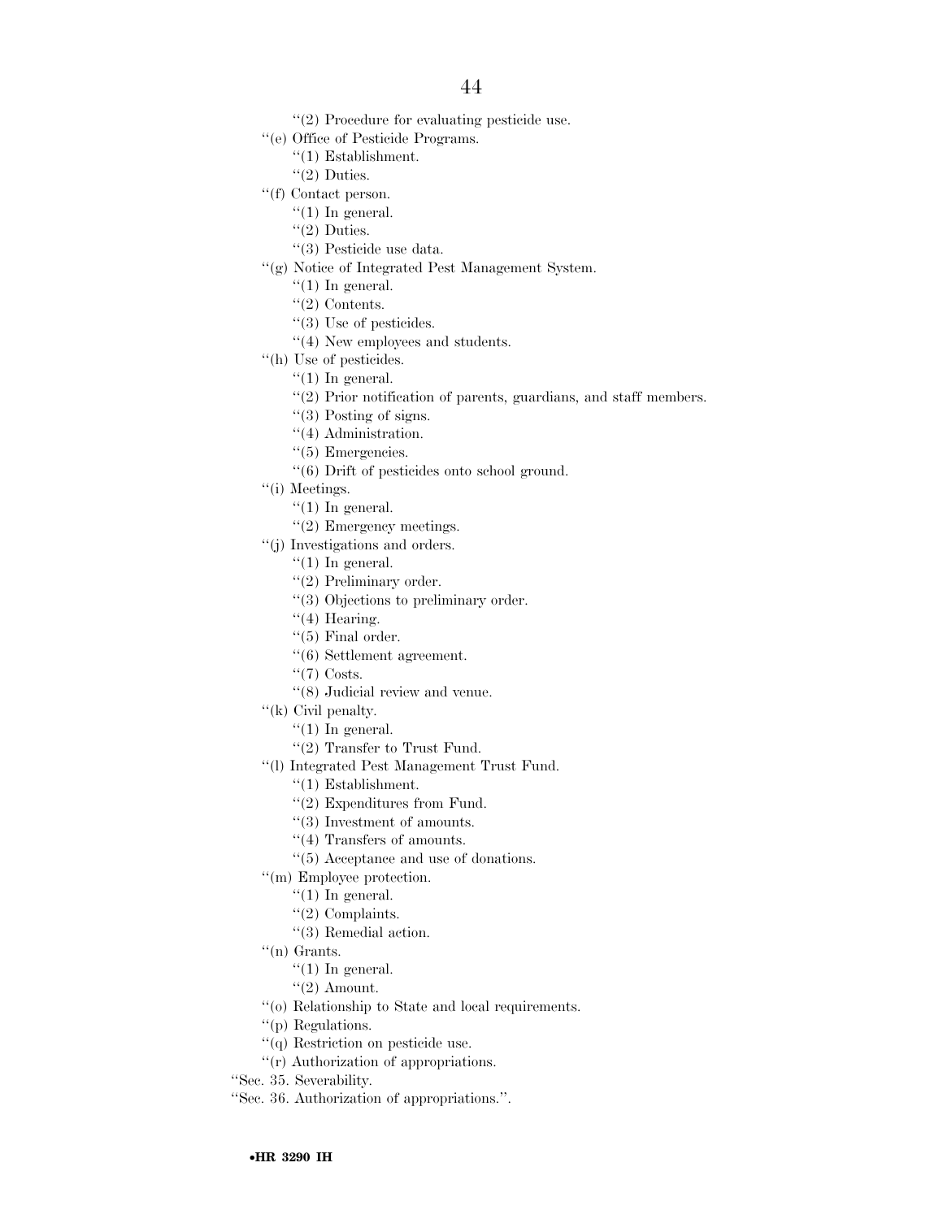''(2) Procedure for evaluating pesticide use.

''(e) Office of Pesticide Programs.

''(1) Establishment.

''(2) Duties.

''(f) Contact person.

''(1) In general.

''(2) Duties.

''(3) Pesticide use data.

''(g) Notice of Integrated Pest Management System.

''(1) In general.

''(2) Contents.

''(3) Use of pesticides.

''(4) New employees and students.

''(h) Use of pesticides.

''(1) In general.

''(2) Prior notification of parents, guardians, and staff members.

''(3) Posting of signs.

''(4) Administration.

''(5) Emergencies.

''(6) Drift of pesticides onto school ground.

''(i) Meetings.

''(1) In general.

''(2) Emergency meetings.

''(j) Investigations and orders.

''(1) In general.

''(2) Preliminary order.

''(3) Objections to preliminary order.

''(4) Hearing.

''(5) Final order.

''(6) Settlement agreement.

''(7) Costs.

''(8) Judicial review and venue.

''(k) Civil penalty.

''(1) In general.

''(2) Transfer to Trust Fund.

''(l) Integrated Pest Management Trust Fund.

''(1) Establishment.

''(2) Expenditures from Fund.

''(3) Investment of amounts.

''(4) Transfers of amounts.

''(5) Acceptance and use of donations.

''(m) Employee protection.

''(1) In general.

''(2) Complaints.

''(3) Remedial action.

''(n) Grants.

''(1) In general.

''(2) Amount.

''(o) Relationship to State and local requirements.

''(p) Regulations.

''(q) Restriction on pesticide use.

''(r) Authorization of appropriations.

''Sec. 35. Severability.

''Sec. 36. Authorization of appropriations.''.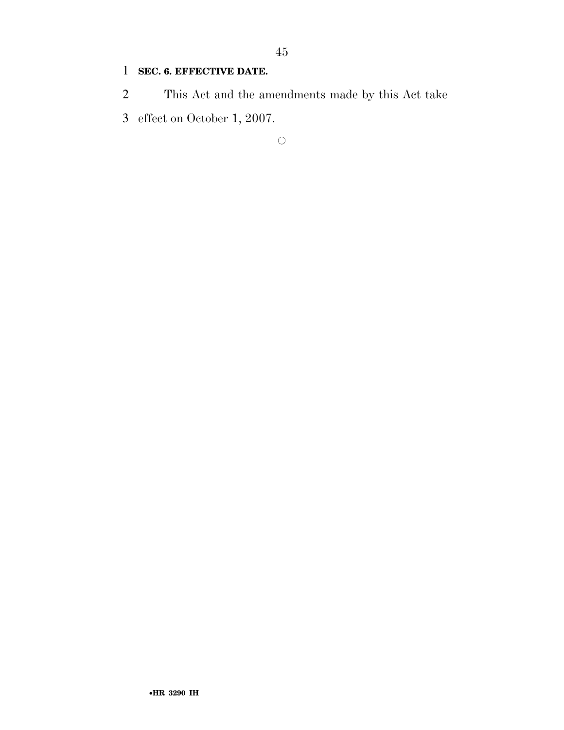**SEC. 6. EFFECTIVE DATE.**

This Act and the amendments made by this Act take effect on October 1, 2007.